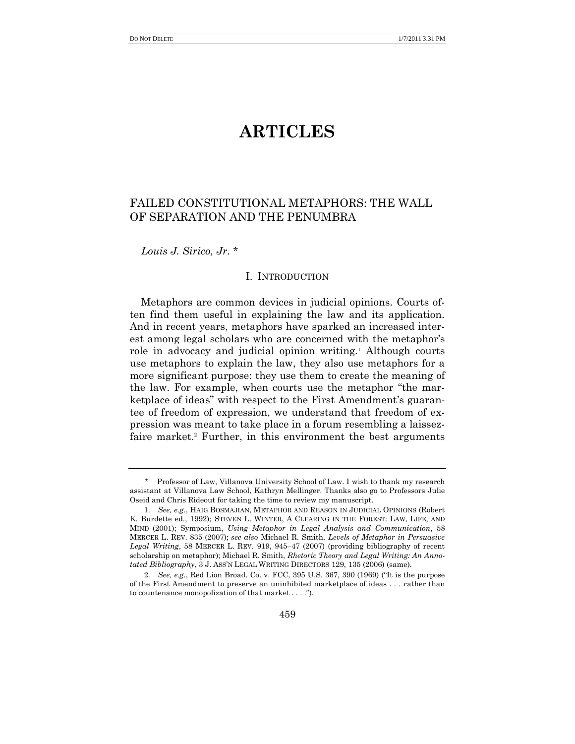# ARTICLES

## FAILED CONSTITUTIONAL METAPHORS: THE WALL OF SEPARATION AND THE PENUMBRA

*Louis J. Sirico, Jr.* *

### I. INTRODUCTION

Metaphors are common devices in judicial opinions. Courts often find them useful in explaining the law and its application. And in recent years, metaphors have sparked an increased interest among legal scholars who are concerned with the metaphor's role in advocacy and judicial opinion writing.[1] Although courts use metaphors to explain the law, they also use metaphors for a more significant purpose: they use them to create the meaning of the law. For example, when courts use the metaphor "the marketplace of ideas" with respect to the First Amendment's guarantee of freedom of expression, we understand that freedom of expression was meant to take place in a forum resembling a laissez-faire market.[2] Further, in this environment the best arguments

---

\* Professor of Law, Villanova University School of Law. I wish to thank my research assistant at Villanova Law School, Kathryn Mellinger. Thanks also go to Professors Julie Oseid and Chris Rideout for taking the time to review my manuscript.

1. *See, e.g.*, HAIG BOSMAJIAN, METAPHOR AND REASON IN JUDICIAL OPINIONS (Robert K. Burdette ed., 1992); STEVEN L. WINTER, A CLEARING IN THE FOREST: LAW, LIFE, AND MIND (2001); Symposium, *Using Metaphor in Legal Analysis and Communication*, 58 MERCER L. REV. 835 (2007); *see also* Michael R. Smith, *Levels of Metaphor in Persuasive Legal Writing*, 58 MERCER L. REV. 919, 945–47 (2007) (providing bibliography of recent scholarship on metaphor); Michael R. Smith, *Rhetoric Theory and Legal Writing: An Annotated Bibliography*, 3 J. ASS'N LEGAL WRITING DIRECTORS 129, 135 (2006) (same).

2. *See, e.g.*, Red Lion Broad. Co. v. FCC, 395 U.S. 367, 390 (1969) ("It is the purpose of the First Amendment to preserve an uninhibited marketplace of ideas . . . rather than to countenance monopolization of that market . . . .").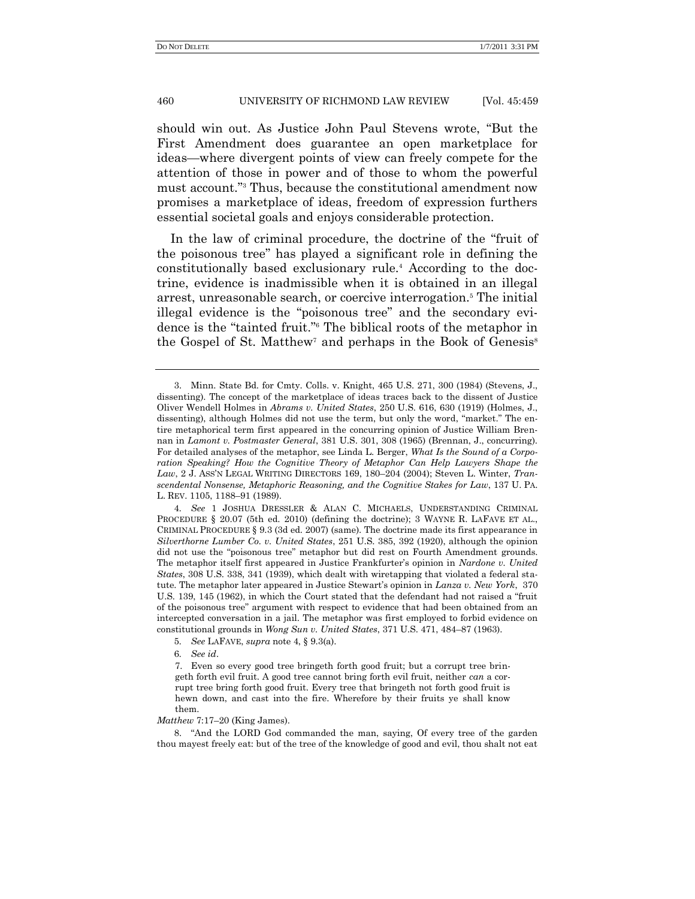should win out. As Justice John Paul Stevens wrote, "But the First Amendment does guarantee an open marketplace for ideas—where divergent points of view can freely compete for the attention of those in power and of those to whom the powerful must account."[3] Thus, because the constitutional amendment now promises a marketplace of ideas, freedom of expression furthers essential societal goals and enjoys considerable protection.

In the law of criminal procedure, the doctrine of the "fruit of the poisonous tree" has played a significant role in defining the constitutionally based exclusionary rule.[4] According to the doctrine, evidence is inadmissible when it is obtained in an illegal arrest, unreasonable search, or coercive interrogation.[5] The initial illegal evidence is the "poisonous tree" and the secondary evidence is the "tainted fruit."[6] The biblical roots of the metaphor in the Gospel of St. Matthew[7] and perhaps in the Book of Genesis[8]

---

3. Minn. State Bd. for Cmty. Colls. v. Knight, 465 U.S. 271, 300 (1984) (Stevens, J., dissenting). The concept of the marketplace of ideas traces back to the dissent of Justice Oliver Wendell Holmes in *Abrams v. United States*, 250 U.S. 616, 630 (1919) (Holmes, J., dissenting), although Holmes did not use the term, but only the word, "market." The entire metaphorical term first appeared in the concurring opinion of Justice William Brennan in *Lamont v. Postmaster General*, 381 U.S. 301, 308 (1965) (Brennan, J., concurring). For detailed analyses of the metaphor, see Linda L. Berger, *What Is the Sound of a Corporation Speaking? How the Cognitive Theory of Metaphor Can Help Lawyers Shape the Law*, 2 J. ASS'N LEGAL WRITING DIRECTORS 169, 180–204 (2004); Steven L. Winter, *Transcendental Nonsense, Metaphoric Reasoning, and the Cognitive Stakes for Law*, 137 U. PA. L. REV. 1105, 1188–91 (1989).

4. *See* 1 JOSHUA DRESSLER & ALAN C. MICHAELS, UNDERSTANDING CRIMINAL PROCEDURE § 20.07 (5th ed. 2010) (defining the doctrine); 3 WAYNE R. LAFAVE ET AL., CRIMINAL PROCEDURE § 9.3 (3d ed. 2007) (same). The doctrine made its first appearance in *Silverthorne Lumber Co. v. United States*, 251 U.S. 385, 392 (1920), although the opinion did not use the "poisonous tree" metaphor but did rest on Fourth Amendment grounds. The metaphor itself first appeared in Justice Frankfurter's opinion in *Nardone v. United States*, 308 U.S. 338, 341 (1939), which dealt with wiretapping that violated a federal statute. The metaphor later appeared in Justice Stewart's opinion in *Lanza v. New York*, 370 U.S. 139, 145 (1962), in which the Court stated that the defendant had not raised a "fruit of the poisonous tree" argument with respect to evidence that had been obtained from an intercepted conversation in a jail. The metaphor was first employed to forbid evidence on constitutional grounds in *Wong Sun v. United States*, 371 U.S. 471, 484–87 (1963).

5. *See* LAFAVE, *supra* note 4, § 9.3(a).

6. *See id*.

7. Even so every good tree bringeth forth good fruit; but a corrupt tree bringeth forth evil fruit. A good tree cannot bring forth evil fruit, neither *can* a corrupt tree bring forth good fruit. Every tree that bringeth not forth good fruit is hewn down, and cast into the fire. Wherefore by their fruits ye shall know them.

*Matthew* 7:17–20 (King James).

8. "And the LORD God commanded the man, saying, Of every tree of the garden thou mayest freely eat: but of the tree of the knowledge of good and evil, thou shalt not eat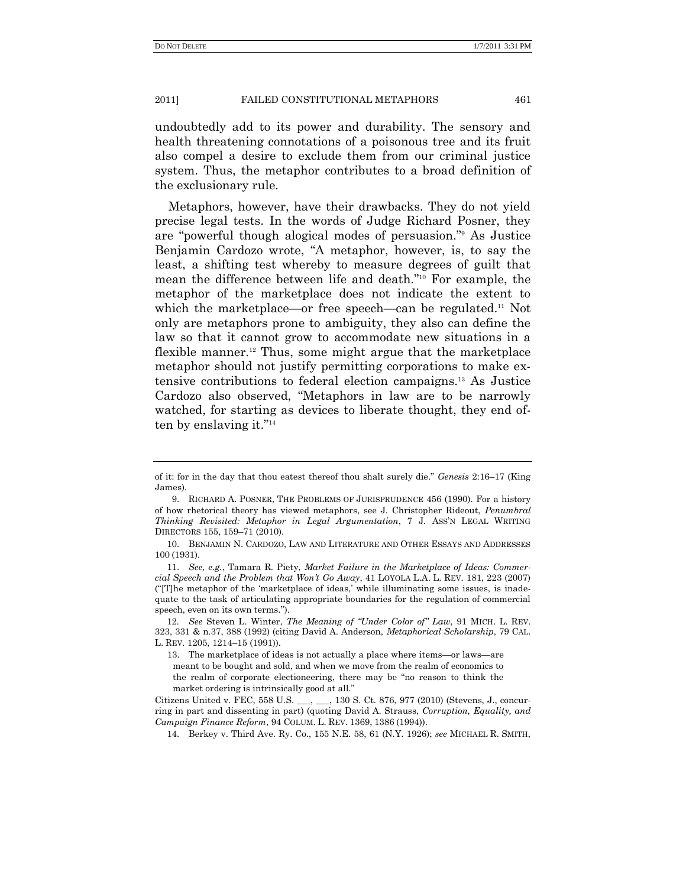undoubtedly add to its power and durability. The sensory and health threatening connotations of a poisonous tree and its fruit also compel a desire to exclude them from our criminal justice system. Thus, the metaphor contributes to a broad definition of the exclusionary rule.

Metaphors, however, have their drawbacks. They do not yield precise legal tests. In the words of Judge Richard Posner, they are "powerful though alogical modes of persuasion."[9] As Justice Benjamin Cardozo wrote, "A metaphor, however, is, to say the least, a shifting test whereby to measure degrees of guilt that mean the difference between life and death."[10] For example, the metaphor of the marketplace does not indicate the extent to which the marketplace—or free speech—can be regulated.[11] Not only are metaphors prone to ambiguity, they also can define the law so that it cannot grow to accommodate new situations in a flexible manner.[12] Thus, some might argue that the marketplace metaphor should not justify permitting corporations to make extensive contributions to federal election campaigns.[13] As Justice Cardozo also observed, "Metaphors in law are to be narrowly watched, for starting as devices to liberate thought, they end often by enslaving it."[14]

---

of it: for in the day that thou eatest thereof thou shalt surely die." *Genesis* 2:16–17 (King James).

9. RICHARD A. POSNER, THE PROBLEMS OF JURISPRUDENCE 456 (1990). For a history of how rhetorical theory has viewed metaphors, see J. Christopher Rideout, *Penumbral Thinking Revisited: Metaphor in Legal Argumentation*, 7 J. ASS'N LEGAL WRITING DIRECTORS 155, 159–71 (2010).

10. BENJAMIN N. CARDOZO, LAW AND LITERATURE AND OTHER ESSAYS AND ADDRESSES 100 (1931).

11. *See, e.g.*, Tamara R. Piety, *Market Failure in the Marketplace of Ideas: Commercial Speech and the Problem that Won't Go Away*, 41 LOYOLA L.A. L. REV. 181, 223 (2007) ("[T]he metaphor of the 'marketplace of ideas,' while illuminating some issues, is inadequate to the task of articulating appropriate boundaries for the regulation of commercial speech, even on its own terms.").

12. *See* Steven L. Winter, *The Meaning of "Under Color of" Law*, 91 MICH. L. REV. 323, 331 & n.37, 388 (1992) (citing David A. Anderson, *Metaphorical Scholarship*, 79 CAL. L. REV. 1205, 1214–15 (1991)).

13. The marketplace of ideas is not actually a place where items—or laws—are meant to be bought and sold, and when we move from the realm of economics to the realm of corporate electioneering, there may be "no reason to think the market ordering is intrinsically good at all."

Citizens United v. FEC, 558 U.S. ___, ___, 130 S. Ct. 876, 977 (2010) (Stevens, J., concurring in part and dissenting in part) (quoting David A. Strauss, *Corruption, Equality, and Campaign Finance Reform*, 94 COLUM. L. REV. 1369, 1386 (1994)).

14. Berkey v. Third Ave. Ry. Co., 155 N.E. 58, 61 (N.Y. 1926); *see* MICHAEL R. SMITH,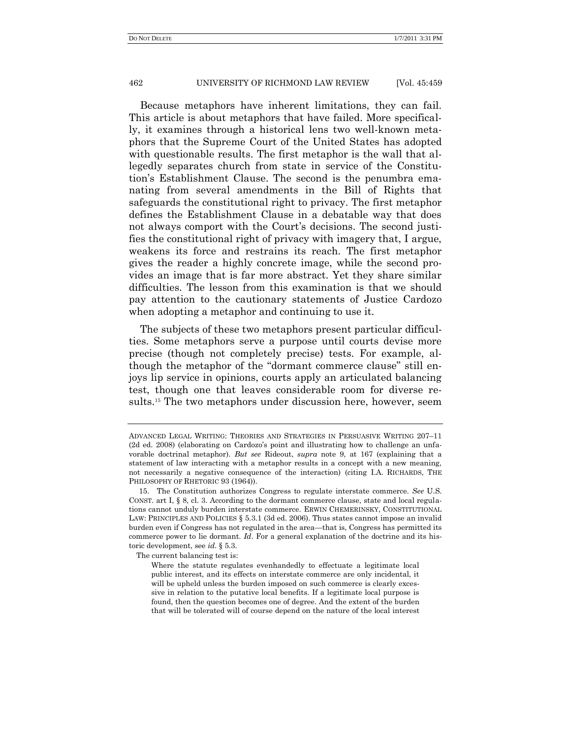Because metaphors have inherent limitations, they can fail. This article is about metaphors that have failed. More specifically, it examines through a historical lens two well-known metaphors that the Supreme Court of the United States has adopted with questionable results. The first metaphor is the wall that allegedly separates church from state in service of the Constitution's Establishment Clause. The second is the penumbra emanating from several amendments in the Bill of Rights that safeguards the constitutional right to privacy. The first metaphor defines the Establishment Clause in a debatable way that does not always comport with the Court's decisions. The second justifies the constitutional right of privacy with imagery that, I argue, weakens its force and restrains its reach. The first metaphor gives the reader a highly concrete image, while the second provides an image that is far more abstract. Yet they share similar difficulties. The lesson from this examination is that we should pay attention to the cautionary statements of Justice Cardozo when adopting a metaphor and continuing to use it.

The subjects of these two metaphors present particular difficulties. Some metaphors serve a purpose until courts devise more precise (though not completely precise) tests. For example, although the metaphor of the "dormant commerce clause" still enjoys lip service in opinions, courts apply an articulated balancing test, though one that leaves considerable room for diverse results.[15] The two metaphors under discussion here, however, seem

---

ADVANCED LEGAL WRITING: THEORIES AND STRATEGIES IN PERSUASIVE WRITING 207–11 (2d ed. 2008) (elaborating on Cardozo's point and illustrating how to challenge an unfavorable doctrinal metaphor). *But see* Rideout, *supra* note 9, at 167 (explaining that a statement of law interacting with a metaphor results in a concept with a new meaning, not necessarily a negative consequence of the interaction) (citing I.A. RICHARDS, THE PHILOSOPHY OF RHETORIC 93 (1964)).

15. The Constitution authorizes Congress to regulate interstate commerce. *See* U.S. CONST. art I, § 8, cl. 3. According to the dormant commerce clause, state and local regulations cannot unduly burden interstate commerce. ERWIN CHEMERINSKY, CONSTITUTIONAL LAW: PRINCIPLES AND POLICIES § 5.3.1 (3d ed. 2006). Thus states cannot impose an invalid burden even if Congress has not regulated in the area—that is, Congress has permitted its commerce power to lie dormant. *Id*. For a general explanation of the doctrine and its historic development, see *id.* § 5.3.

The current balancing test is:

> Where the statute regulates evenhandedly to effectuate a legitimate local public interest, and its effects on interstate commerce are only incidental, it will be upheld unless the burden imposed on such commerce is clearly excessive in relation to the putative local benefits. If a legitimate local purpose is found, then the question becomes one of degree. And the extent of the burden that will be tolerated will of course depend on the nature of the local interest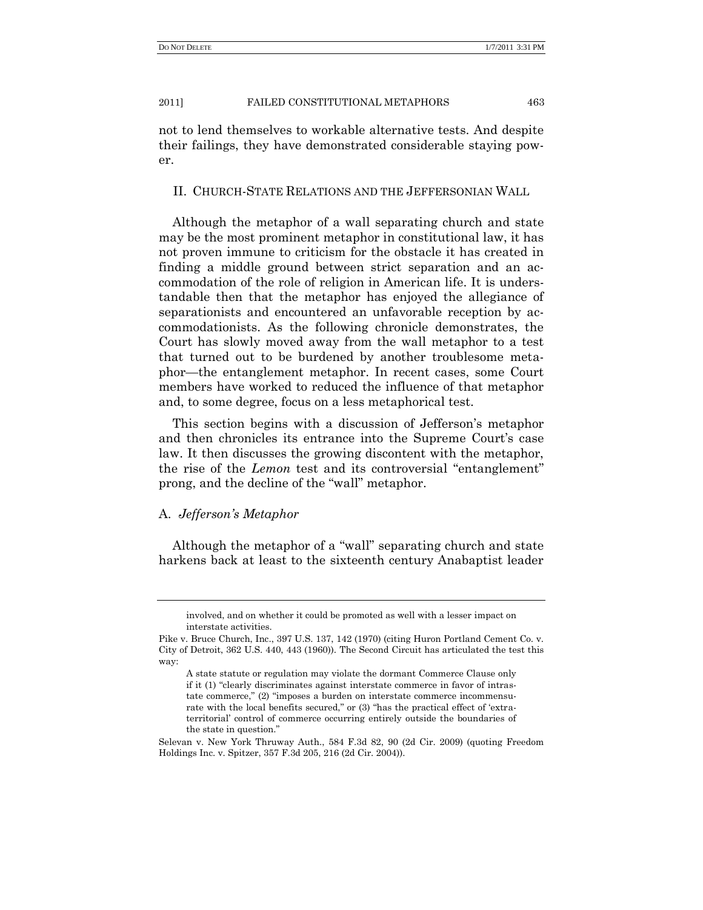not to lend themselves to workable alternative tests. And despite their failings, they have demonstrated considerable staying power.

## II. Church-State Relations and the Jeffersonian Wall

Although the metaphor of a wall separating church and state may be the most prominent metaphor in constitutional law, it has not proven immune to criticism for the obstacle it has created in finding a middle ground between strict separation and an accommodation of the role of religion in American life. It is understandable then that the metaphor has enjoyed the allegiance of separationists and encountered an unfavorable reception by accommodationists. As the following chronicle demonstrates, the Court has slowly moved away from the wall metaphor to a test that turned out to be burdened by another troublesome metaphor—the entanglement metaphor. In recent cases, some Court members have worked to reduced the influence of that metaphor and, to some degree, focus on a less metaphorical test.

This section begins with a discussion of Jefferson's metaphor and then chronicles its entrance into the Supreme Court's case law. It then discusses the growing discontent with the metaphor, the rise of the *Lemon* test and its controversial "entanglement" prong, and the decline of the "wall" metaphor.

### A. *Jefferson's Metaphor*

Although the metaphor of a "wall" separating church and state harkens back at least to the sixteenth century Anabaptist leader

---

> involved, and on whether it could be promoted as well with a lesser impact on interstate activities.

Pike v. Bruce Church, Inc., 397 U.S. 137, 142 (1970) (citing Huron Portland Cement Co. v. City of Detroit, 362 U.S. 440, 443 (1960)). The Second Circuit has articulated the test this way:

> A state statute or regulation may violate the dormant Commerce Clause only if it (1) "clearly discriminates against interstate commerce in favor of intrastate commerce," (2) "imposes a burden on interstate commerce incommensurate with the local benefits secured," or (3) "has the practical effect of 'extraterritorial' control of commerce occurring entirely outside the boundaries of the state in question."

Selevan v. New York Thruway Auth., 584 F.3d 82, 90 (2d Cir. 2009) (quoting Freedom Holdings Inc. v. Spitzer, 357 F.3d 205, 216 (2d Cir. 2004)).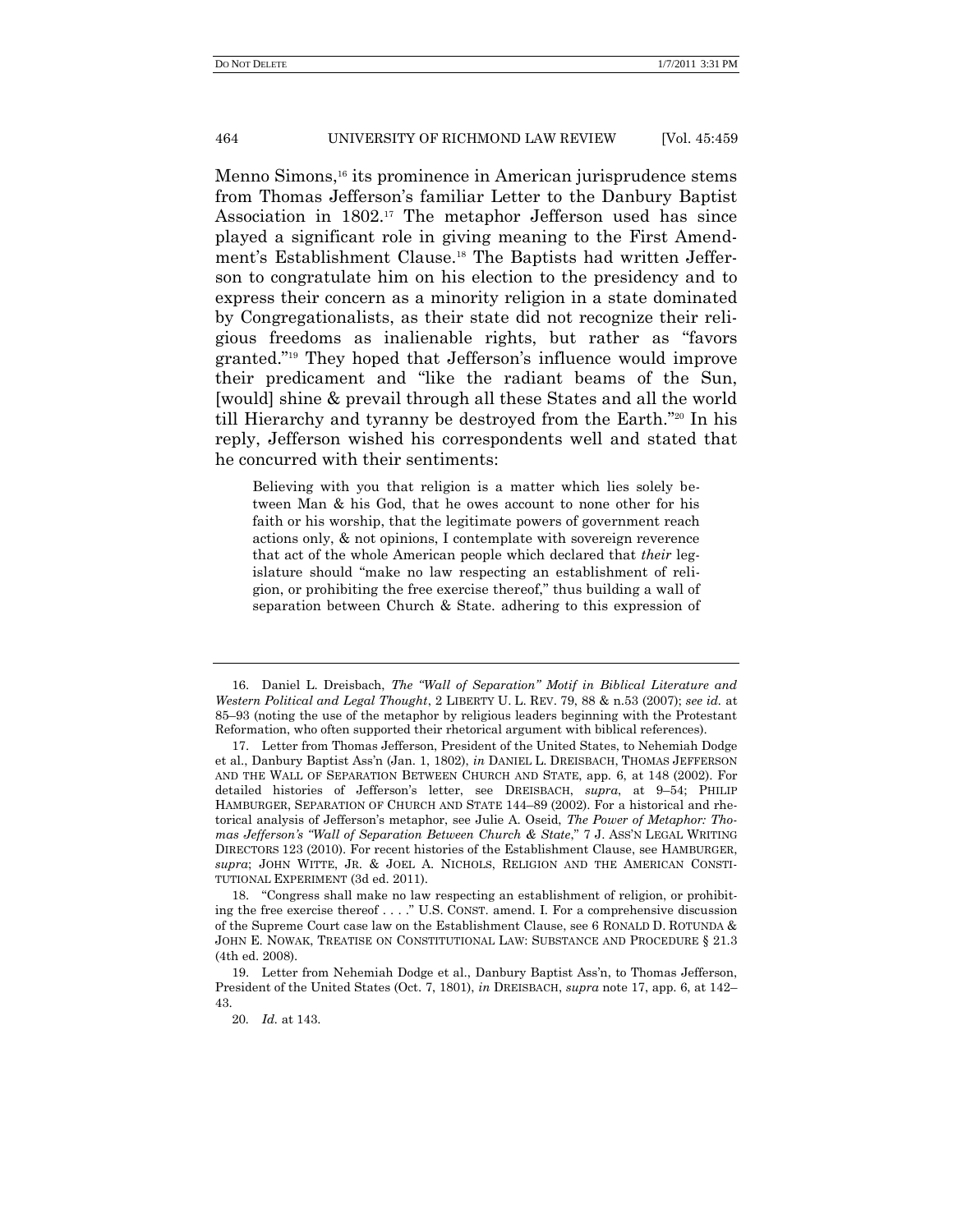Menno Simons,[16] its prominence in American jurisprudence stems from Thomas Jefferson's familiar Letter to the Danbury Baptist Association in 1802.[17] The metaphor Jefferson used has since played a significant role in giving meaning to the First Amendment's Establishment Clause.[18] The Baptists had written Jefferson to congratulate him on his election to the presidency and to express their concern as a minority religion in a state dominated by Congregationalists, as their state did not recognize their religious freedoms as inalienable rights, but rather as "favors granted."[19] They hoped that Jefferson's influence would improve their predicament and "like the radiant beams of the Sun, [would] shine & prevail through all these States and all the world till Hierarchy and tyranny be destroyed from the Earth."[20] In his reply, Jefferson wished his correspondents well and stated that he concurred with their sentiments:

> Believing with you that religion is a matter which lies solely between Man & his God, that he owes account to none other for his faith or his worship, that the legitimate powers of government reach actions only, & not opinions, I contemplate with sovereign reverence that act of the whole American people which declared that *their* legislature should "make no law respecting an establishment of religion, or prohibiting the free exercise thereof," thus building a wall of separation between Church & State. adhering to this expression of

---

16. Daniel L. Dreisbach, *The "Wall of Separation" Motif in Biblical Literature and Western Political and Legal Thought*, 2 LIBERTY U. L. REV. 79, 88 & n.53 (2007); *see id.* at 85–93 (noting the use of the metaphor by religious leaders beginning with the Protestant Reformation, who often supported their rhetorical argument with biblical references).

17. Letter from Thomas Jefferson, President of the United States, to Nehemiah Dodge et al., Danbury Baptist Ass'n (Jan. 1, 1802), *in* DANIEL L. DREISBACH, THOMAS JEFFERSON AND THE WALL OF SEPARATION BETWEEN CHURCH AND STATE, app. 6, at 148 (2002). For detailed histories of Jefferson's letter, see DREISBACH, *supra*, at 9–54; PHILIP HAMBURGER, SEPARATION OF CHURCH AND STATE 144–89 (2002). For a historical and rhetorical analysis of Jefferson's metaphor, see Julie A. Oseid, *The Power of Metaphor: Thomas Jefferson's "Wall of Separation Between Church & State*," 7 J. ASS'N LEGAL WRITING DIRECTORS 123 (2010). For recent histories of the Establishment Clause, see HAMBURGER, *supra*; JOHN WITTE, JR. & JOEL A. NICHOLS, RELIGION AND THE AMERICAN CONSTITUTIONAL EXPERIMENT (3d ed. 2011).

18. "Congress shall make no law respecting an establishment of religion, or prohibiting the free exercise thereof . . . ." U.S. CONST. amend. I. For a comprehensive discussion of the Supreme Court case law on the Establishment Clause, see 6 RONALD D. ROTUNDA & JOHN E. NOWAK, TREATISE ON CONSTITUTIONAL LAW: SUBSTANCE AND PROCEDURE § 21.3 (4th ed. 2008).

19. Letter from Nehemiah Dodge et al., Danbury Baptist Ass'n, to Thomas Jefferson, President of the United States (Oct. 7, 1801), *in* DREISBACH, *supra* note 17, app. 6, at 142–43.

20. *Id.* at 143.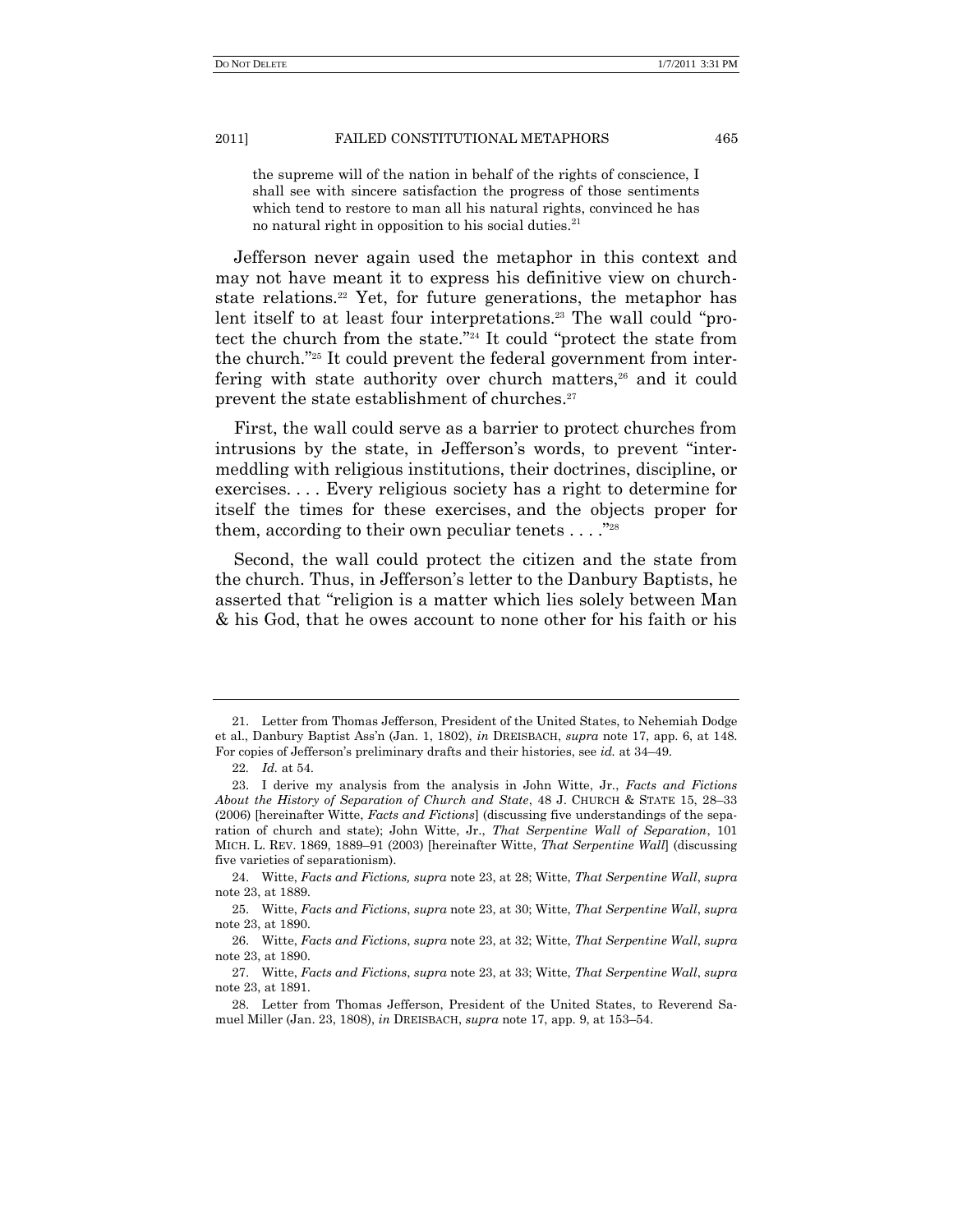> the supreme will of the nation in behalf of the rights of conscience, I shall see with sincere satisfaction the progress of those sentiments which tend to restore to man all his natural rights, convinced he has no natural right in opposition to his social duties.[21]

Jefferson never again used the metaphor in this context and may not have meant it to express his definitive view on church-state relations.[22] Yet, for future generations, the metaphor has lent itself to at least four interpretations.[23] The wall could "protect the church from the state."[24] It could "protect the state from the church."[25] It could prevent the federal government from interfering with state authority over church matters,[26] and it could prevent the state establishment of churches.[27]

First, the wall could serve as a barrier to protect churches from intrusions by the state, in Jefferson's words, to prevent "intermeddling with religious institutions, their doctrines, discipline, or exercises. . . . Every religious society has a right to determine for itself the times for these exercises, and the objects proper for them, according to their own peculiar tenets . . . ."[28]

Second, the wall could protect the citizen and the state from the church. Thus, in Jefferson's letter to the Danbury Baptists, he asserted that "religion is a matter which lies solely between Man & his God, that he owes account to none other for his faith or his

---

21. Letter from Thomas Jefferson, President of the United States, to Nehemiah Dodge et al., Danbury Baptist Ass'n (Jan. 1, 1802), *in* DREISBACH, *supra* note 17, app. 6, at 148. For copies of Jefferson's preliminary drafts and their histories, see *id.* at 34–49.

22. *Id.* at 54.

23. I derive my analysis from the analysis in John Witte, Jr., *Facts and Fictions About the History of Separation of Church and State*, 48 J. CHURCH & STATE 15, 28–33 (2006) [hereinafter Witte, *Facts and Fictions*] (discussing five understandings of the separation of church and state); John Witte, Jr., *That Serpentine Wall of Separation*, 101 MICH. L. REV. 1869, 1889–91 (2003) [hereinafter Witte, *That Serpentine Wall*] (discussing five varieties of separationism).

24. Witte, *Facts and Fictions, supra* note 23, at 28; Witte, *That Serpentine Wall*, *supra* note 23, at 1889.

25. Witte, *Facts and Fictions*, *supra* note 23, at 30; Witte, *That Serpentine Wall*, *supra* note 23, at 1890.

26. Witte, *Facts and Fictions*, *supra* note 23, at 32; Witte, *That Serpentine Wall*, *supra* note 23, at 1890.

27. Witte, *Facts and Fictions*, *supra* note 23, at 33; Witte, *That Serpentine Wall*, *supra* note 23, at 1891.

28. Letter from Thomas Jefferson, President of the United States, to Reverend Samuel Miller (Jan. 23, 1808), *in* DREISBACH, *supra* note 17, app. 9, at 153–54.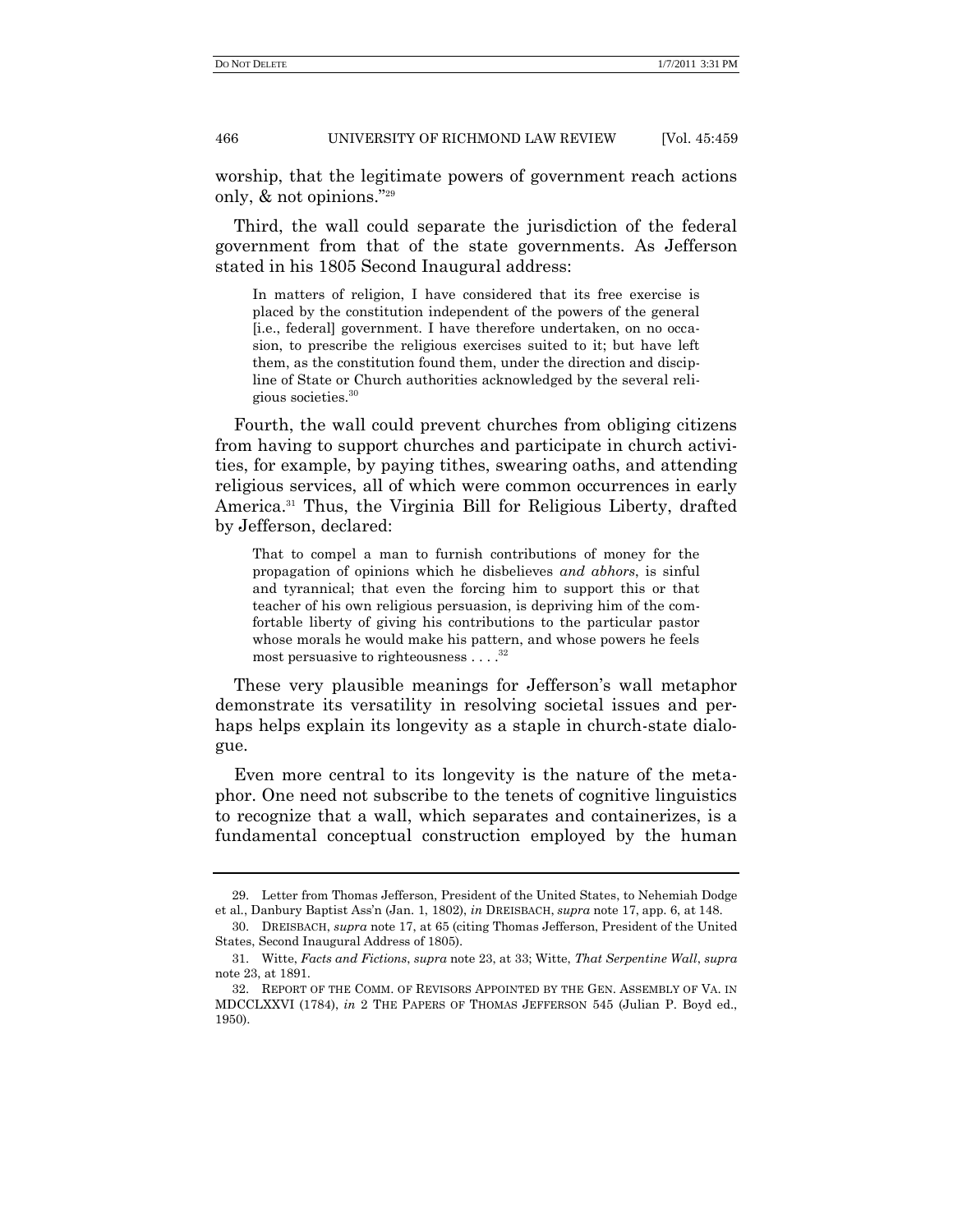worship, that the legitimate powers of government reach actions only, & not opinions."[29]

Third, the wall could separate the jurisdiction of the federal government from that of the state governments. As Jefferson stated in his 1805 Second Inaugural address:

> In matters of religion, I have considered that its free exercise is placed by the constitution independent of the powers of the general [i.e., federal] government. I have therefore undertaken, on no occasion, to prescribe the religious exercises suited to it; but have left them, as the constitution found them, under the direction and discipline of State or Church authorities acknowledged by the several religious societies.[30]

Fourth, the wall could prevent churches from obliging citizens from having to support churches and participate in church activities, for example, by paying tithes, swearing oaths, and attending religious services, all of which were common occurrences in early America.[31] Thus, the Virginia Bill for Religious Liberty, drafted by Jefferson, declared:

> That to compel a man to furnish contributions of money for the propagation of opinions which he disbelieves *and abhors*, is sinful and tyrannical; that even the forcing him to support this or that teacher of his own religious persuasion, is depriving him of the comfortable liberty of giving his contributions to the particular pastor whose morals he would make his pattern, and whose powers he feels most persuasive to righteousness . . . .[32]

These very plausible meanings for Jefferson's wall metaphor demonstrate its versatility in resolving societal issues and perhaps helps explain its longevity as a staple in church-state dialogue.

Even more central to its longevity is the nature of the metaphor. One need not subscribe to the tenets of cognitive linguistics to recognize that a wall, which separates and containerizes, is a fundamental conceptual construction employed by the human

---

29. Letter from Thomas Jefferson, President of the United States, to Nehemiah Dodge et al., Danbury Baptist Ass'n (Jan. 1, 1802), *in* DREISBACH, *supra* note 17, app. 6, at 148.

30. DREISBACH, *supra* note 17, at 65 (citing Thomas Jefferson, President of the United States, Second Inaugural Address of 1805).

31. Witte, *Facts and Fictions*, *supra* note 23, at 33; Witte, *That Serpentine Wall*, *supra* note 23, at 1891.

32. REPORT OF THE COMM. OF REVISORS APPOINTED BY THE GEN. ASSEMBLY OF VA. IN MDCCLXXVI (1784), *in* 2 THE PAPERS OF THOMAS JEFFERSON 545 (Julian P. Boyd ed., 1950).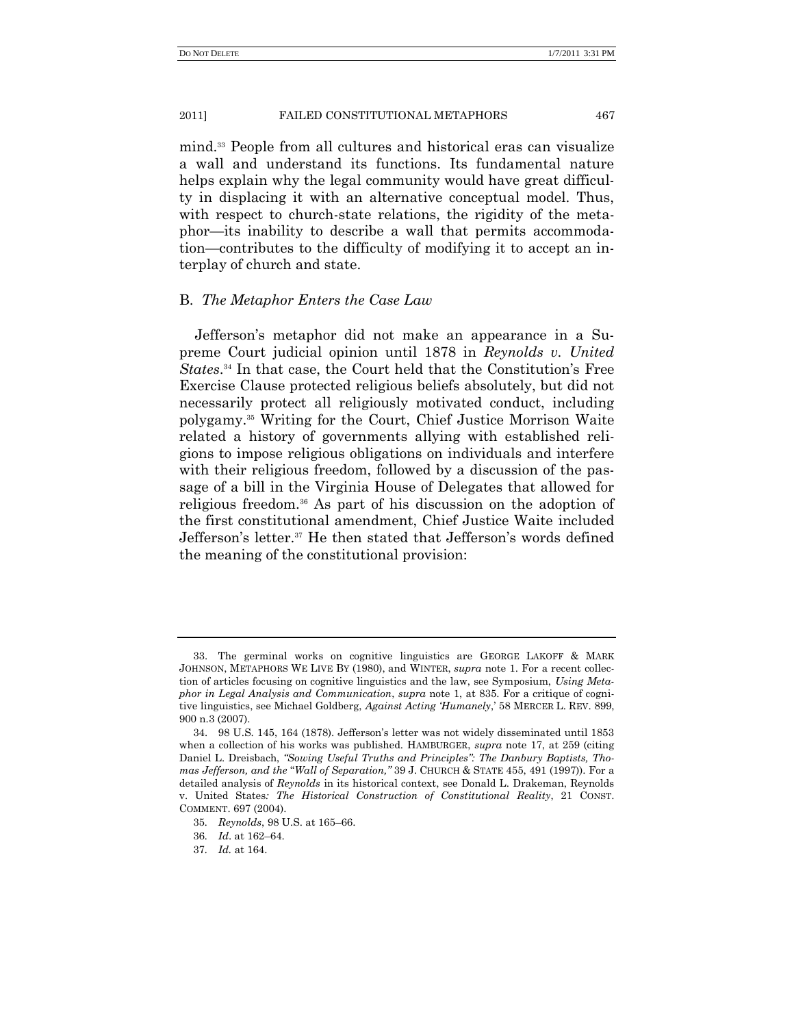mind.[33] People from all cultures and historical eras can visualize a wall and understand its functions. Its fundamental nature helps explain why the legal community would have great difficulty in displacing it with an alternative conceptual model. Thus, with respect to church-state relations, the rigidity of the metaphor—its inability to describe a wall that permits accommodation—contributes to the difficulty of modifying it to accept an interplay of church and state.

### B. *The Metaphor Enters the Case Law*

Jefferson's metaphor did not make an appearance in a Supreme Court judicial opinion until 1878 in *Reynolds v. United States*.[34] In that case, the Court held that the Constitution's Free Exercise Clause protected religious beliefs absolutely, but did not necessarily protect all religiously motivated conduct, including polygamy.[35] Writing for the Court, Chief Justice Morrison Waite related a history of governments allying with established religions to impose religious obligations on individuals and interfere with their religious freedom, followed by a discussion of the passage of a bill in the Virginia House of Delegates that allowed for religious freedom.[36] As part of his discussion on the adoption of the first constitutional amendment, Chief Justice Waite included Jefferson's letter.[37] He then stated that Jefferson's words defined the meaning of the constitutional provision:

---

33. The germinal works on cognitive linguistics are GEORGE LAKOFF & MARK JOHNSON, METAPHORS WE LIVE BY (1980), and WINTER, *supra* note 1. For a recent collection of articles focusing on cognitive linguistics and the law, see Symposium, *Using Metaphor in Legal Analysis and Communication*, *supra* note 1, at 835. For a critique of cognitive linguistics, see Michael Goldberg, *Against Acting 'Humanely*,' 58 MERCER L. REV. 899, 900 n.3 (2007).

34. 98 U.S. 145, 164 (1878). Jefferson's letter was not widely disseminated until 1853 when a collection of his works was published. HAMBURGER, *supra* note 17, at 259 (citing Daniel L. Dreisbach, *"Sowing Useful Truths and Principles": The Danbury Baptists, Thomas Jefferson, and the "Wall of Separation,"* 39 J. CHURCH & STATE 455, 491 (1997)). For a detailed analysis of *Reynolds* in its historical context, see Donald L. Drakeman, Reynolds v. United States*: The Historical Construction of Constitutional Reality*, 21 CONST. COMMENT. 697 (2004).

35. *Reynolds*, 98 U.S. at 165–66.

36. *Id.* at 162–64.

37. *Id.* at 164.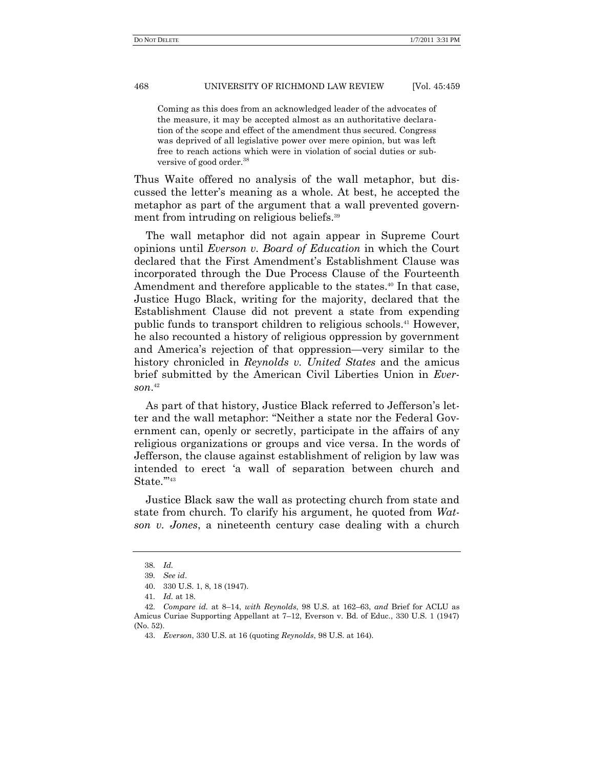> Coming as this does from an acknowledged leader of the advocates of the measure, it may be accepted almost as an authoritative declaration of the scope and effect of the amendment thus secured. Congress was deprived of all legislative power over mere opinion, but was left free to reach actions which were in violation of social duties or subversive of good order.[38]

Thus Waite offered no analysis of the wall metaphor, but discussed the letter's meaning as a whole. At best, he accepted the metaphor as part of the argument that a wall prevented government from intruding on religious beliefs.[39]

The wall metaphor did not again appear in Supreme Court opinions until *Everson v. Board of Education* in which the Court declared that the First Amendment's Establishment Clause was incorporated through the Due Process Clause of the Fourteenth Amendment and therefore applicable to the states.[40] In that case, Justice Hugo Black, writing for the majority, declared that the Establishment Clause did not prevent a state from expending public funds to transport children to religious schools.[41] However, he also recounted a history of religious oppression by government and America's rejection of that oppression—very similar to the history chronicled in *Reynolds v. United States* and the amicus brief submitted by the American Civil Liberties Union in *Everson*.[42]

As part of that history, Justice Black referred to Jefferson's letter and the wall metaphor: "Neither a state nor the Federal Government can, openly or secretly, participate in the affairs of any religious organizations or groups and vice versa. In the words of Jefferson, the clause against establishment of religion by law was intended to erect 'a wall of separation between church and State.'"[43]

Justice Black saw the wall as protecting church from state and state from church. To clarify his argument, he quoted from *Watson v. Jones*, a nineteenth century case dealing with a church

---

38. *Id.*

39. *See id*.

40. 330 U.S. 1, 8, 18 (1947).

41. *Id.* at 18.

42. *Compare id.* at 8–14, *with Reynolds*, 98 U.S. at 162–63, *and* Brief for ACLU as Amicus Curiae Supporting Appellant at 7–12, Everson v. Bd. of Educ., 330 U.S. 1 (1947) (No. 52).

43. *Everson*, 330 U.S. at 16 (quoting *Reynolds*, 98 U.S. at 164).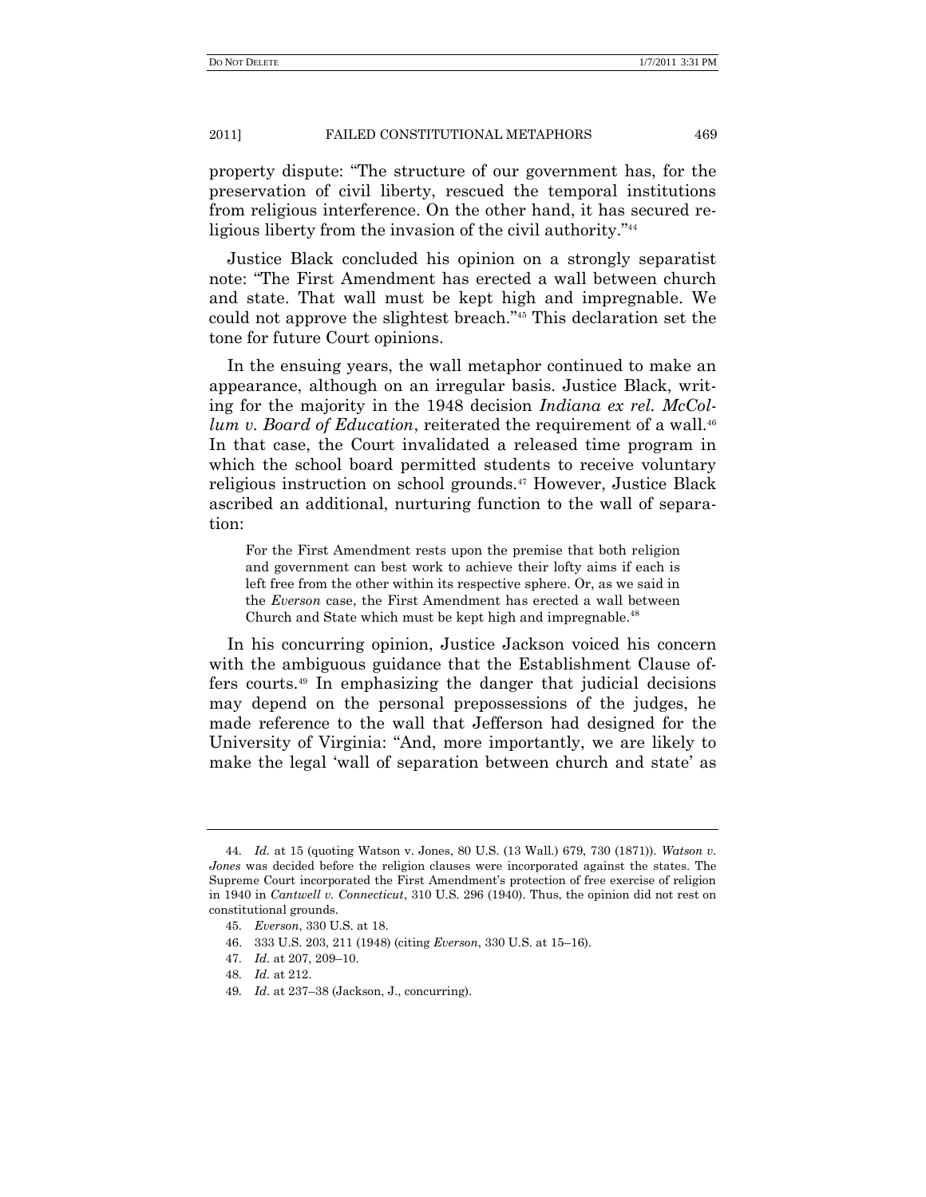property dispute: "The structure of our government has, for the preservation of civil liberty, rescued the temporal institutions from religious interference. On the other hand, it has secured religious liberty from the invasion of the civil authority."[44]

Justice Black concluded his opinion on a strongly separatist note: "The First Amendment has erected a wall between church and state. That wall must be kept high and impregnable. We could not approve the slightest breach."[45] This declaration set the tone for future Court opinions.

In the ensuing years, the wall metaphor continued to make an appearance, although on an irregular basis. Justice Black, writing for the majority in the 1948 decision *Indiana ex rel. McCollum v. Board of Education*, reiterated the requirement of a wall.[46] In that case, the Court invalidated a released time program in which the school board permitted students to receive voluntary religious instruction on school grounds.[47] However, Justice Black ascribed an additional, nurturing function to the wall of separation:

> For the First Amendment rests upon the premise that both religion and government can best work to achieve their lofty aims if each is left free from the other within its respective sphere. Or, as we said in the *Everson* case, the First Amendment has erected a wall between Church and State which must be kept high and impregnable.[48]

In his concurring opinion, Justice Jackson voiced his concern with the ambiguous guidance that the Establishment Clause offers courts.[49] In emphasizing the danger that judicial decisions may depend on the personal prepossessions of the judges, he made reference to the wall that Jefferson had designed for the University of Virginia: "And, more importantly, we are likely to make the legal 'wall of separation between church and state' as

---

44. *Id.* at 15 (quoting Watson v. Jones, 80 U.S. (13 Wall.) 679, 730 (1871)). *Watson v. Jones* was decided before the religion clauses were incorporated against the states. The Supreme Court incorporated the First Amendment's protection of free exercise of religion in 1940 in *Cantwell v. Connecticut*, 310 U.S. 296 (1940). Thus, the opinion did not rest on constitutional grounds.

45. *Everson*, 330 U.S. at 18.

46. 333 U.S. 203, 211 (1948) (citing *Everson*, 330 U.S. at 15–16).

47. *Id*. at 207, 209–10.

48. *Id.* at 212.

49. *Id*. at 237–38 (Jackson, J., concurring).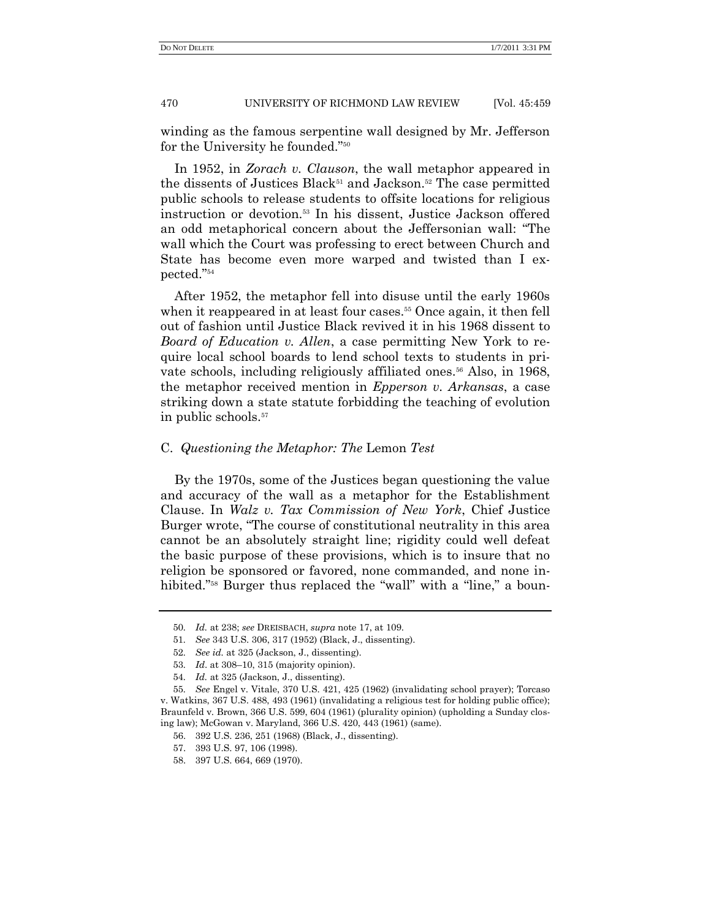winding as the famous serpentine wall designed by Mr. Jefferson for the University he founded."[50]

In 1952, in *Zorach v. Clauson*, the wall metaphor appeared in the dissents of Justices Black[51] and Jackson.[52] The case permitted public schools to release students to offsite locations for religious instruction or devotion.[53] In his dissent, Justice Jackson offered an odd metaphorical concern about the Jeffersonian wall: "The wall which the Court was professing to erect between Church and State has become even more warped and twisted than I expected."[54]

After 1952, the metaphor fell into disuse until the early 1960s when it reappeared in at least four cases.[55] Once again, it then fell out of fashion until Justice Black revived it in his 1968 dissent to *Board of Education v. Allen*, a case permitting New York to require local school boards to lend school texts to students in private schools, including religiously affiliated ones.[56] Also, in 1968, the metaphor received mention in *Epperson v. Arkansas*, a case striking down a state statute forbidding the teaching of evolution in public schools.[57]

### C. *Questioning the Metaphor: The* Lemon *Test*

By the 1970s, some of the Justices began questioning the value and accuracy of the wall as a metaphor for the Establishment Clause. In *Walz v. Tax Commission of New York*, Chief Justice Burger wrote, "The course of constitutional neutrality in this area cannot be an absolutely straight line; rigidity could well defeat the basic purpose of these provisions, which is to insure that no religion be sponsored or favored, none commanded, and none inhibited."[58] Burger thus replaced the "wall" with a "line," a boun-

---

50. *Id.* at 238; *see* DREISBACH, *supra* note 17, at 109.

51. *See* 343 U.S. 306, 317 (1952) (Black, J., dissenting).

52. *See id.* at 325 (Jackson, J., dissenting).

53. *Id.* at 308–10, 315 (majority opinion).

54. *Id.* at 325 (Jackson, J., dissenting).

55. *See* Engel v. Vitale, 370 U.S. 421, 425 (1962) (invalidating school prayer); Torcaso v. Watkins, 367 U.S. 488, 493 (1961) (invalidating a religious test for holding public office); Braunfeld v. Brown, 366 U.S. 599, 604 (1961) (plurality opinion) (upholding a Sunday closing law); McGowan v. Maryland, 366 U.S. 420, 443 (1961) (same).

56. 392 U.S. 236, 251 (1968) (Black, J., dissenting).

57. 393 U.S. 97, 106 (1998).

58. 397 U.S. 664, 669 (1970).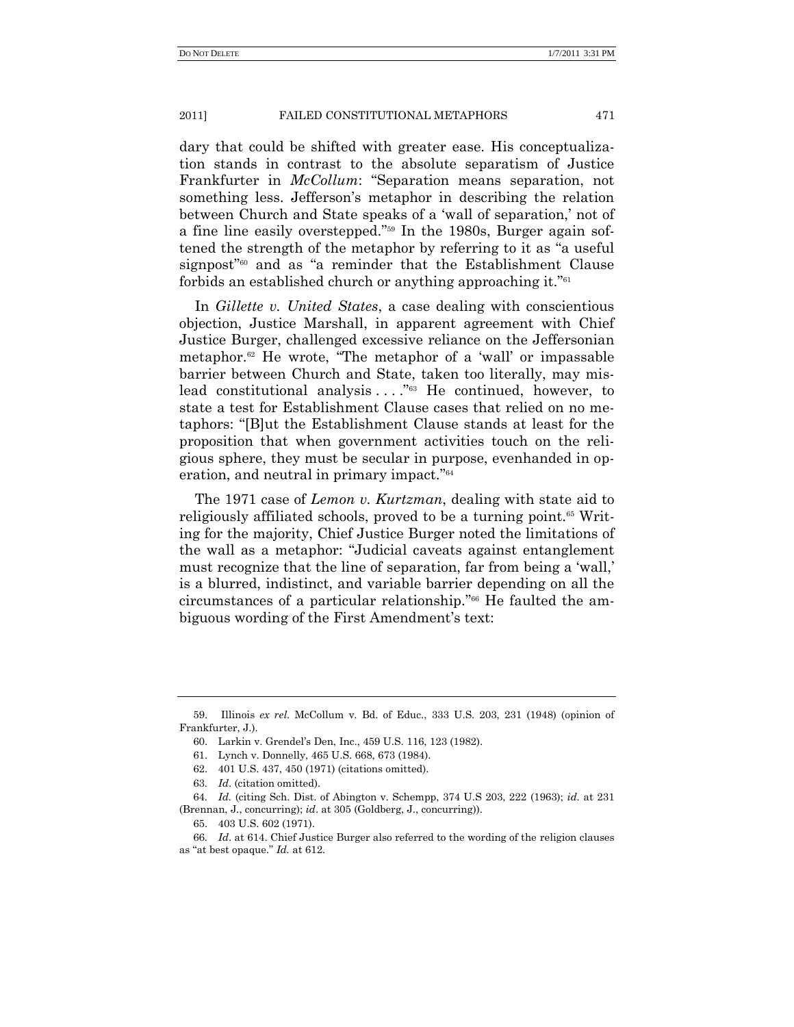dary that could be shifted with greater ease. His conceptualization stands in contrast to the absolute separatism of Justice Frankfurter in *McCollum*: "Separation means separation, not something less. Jefferson's metaphor in describing the relation between Church and State speaks of a 'wall of separation,' not of a fine line easily overstepped."[59] In the 1980s, Burger again softened the strength of the metaphor by referring to it as "a useful signpost"[60] and as "a reminder that the Establishment Clause forbids an established church or anything approaching it."[61]

In *Gillette v. United States*, a case dealing with conscientious objection, Justice Marshall, in apparent agreement with Chief Justice Burger, challenged excessive reliance on the Jeffersonian metaphor.[62] He wrote, "The metaphor of a 'wall' or impassable barrier between Church and State, taken too literally, may mislead constitutional analysis . . . ."[63] He continued, however, to state a test for Establishment Clause cases that relied on no metaphors: "[B]ut the Establishment Clause stands at least for the proposition that when government activities touch on the religious sphere, they must be secular in purpose, evenhanded in operation, and neutral in primary impact."[64]

The 1971 case of *Lemon v. Kurtzman*, dealing with state aid to religiously affiliated schools, proved to be a turning point.[65] Writing for the majority, Chief Justice Burger noted the limitations of the wall as a metaphor: "Judicial caveats against entanglement must recognize that the line of separation, far from being a 'wall,' is a blurred, indistinct, and variable barrier depending on all the circumstances of a particular relationship."[66] He faulted the ambiguous wording of the First Amendment's text:

---

59. Illinois *ex rel.* McCollum v. Bd. of Educ., 333 U.S. 203, 231 (1948) (opinion of Frankfurter, J.).

60. Larkin v. Grendel's Den, Inc., 459 U.S. 116, 123 (1982).

61. Lynch v. Donnelly, 465 U.S. 668, 673 (1984).

62. 401 U.S. 437, 450 (1971) (citations omitted).

63. *Id.* (citation omitted).

64. *Id.* (citing Sch. Dist. of Abington v. Schempp, 374 U.S 203, 222 (1963); *id.* at 231 (Brennan, J., concurring); *id*. at 305 (Goldberg, J., concurring)).

65. 403 U.S. 602 (1971).

66. *Id.* at 614. Chief Justice Burger also referred to the wording of the religion clauses as "at best opaque." *Id.* at 612.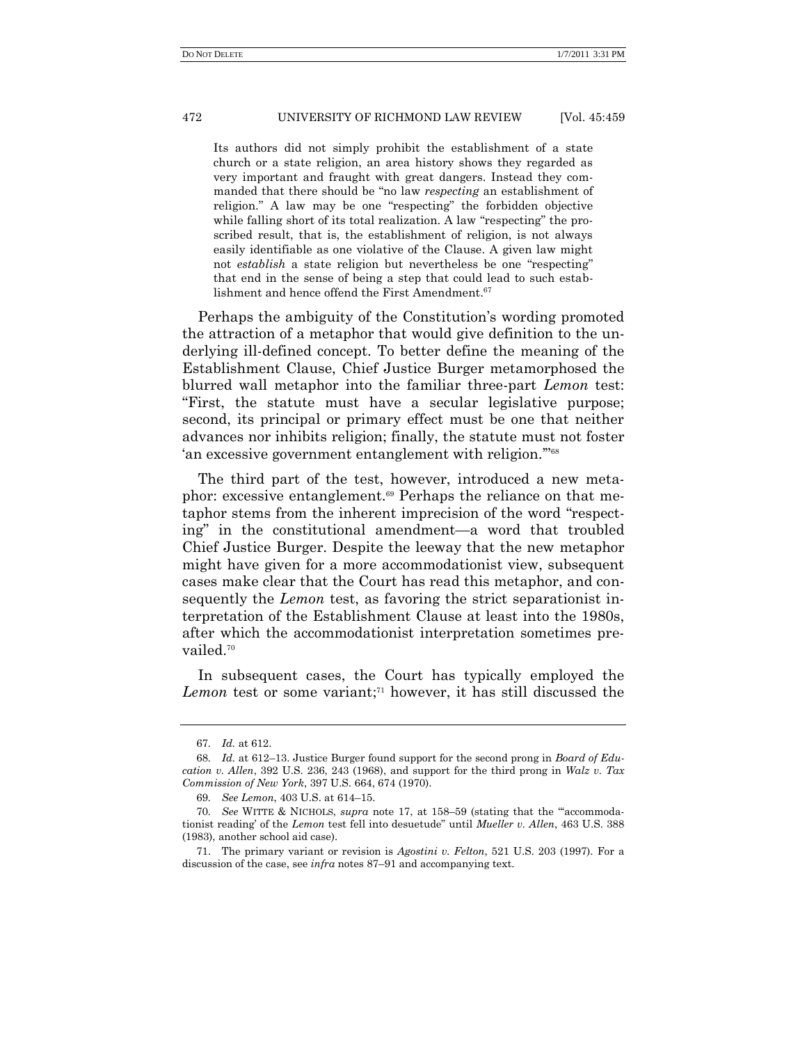> Its authors did not simply prohibit the establishment of a state church or a state religion, an area history shows they regarded as very important and fraught with great dangers. Instead they commanded that there should be "no law *respecting* an establishment of religion." A law may be one "respecting" the forbidden objective while falling short of its total realization. A law "respecting" the proscribed result, that is, the establishment of religion, is not always easily identifiable as one violative of the Clause. A given law might not *establish* a state religion but nevertheless be one "respecting" that end in the sense of being a step that could lead to such establishment and hence offend the First Amendment.[67]

Perhaps the ambiguity of the Constitution's wording promoted the attraction of a metaphor that would give definition to the underlying ill-defined concept. To better define the meaning of the Establishment Clause, Chief Justice Burger metamorphosed the blurred wall metaphor into the familiar three-part *Lemon* test: "First, the statute must have a secular legislative purpose; second, its principal or primary effect must be one that neither advances nor inhibits religion; finally, the statute must not foster 'an excessive government entanglement with religion.'"[68]

The third part of the test, however, introduced a new metaphor: excessive entanglement.[69] Perhaps the reliance on that metaphor stems from the inherent imprecision of the word "respecting" in the constitutional amendment—a word that troubled Chief Justice Burger. Despite the leeway that the new metaphor might have given for a more accommodationist view, subsequent cases make clear that the Court has read this metaphor, and consequently the *Lemon* test, as favoring the strict separationist interpretation of the Establishment Clause at least into the 1980s, after which the accommodationist interpretation sometimes prevailed.[70]

In subsequent cases, the Court has typically employed the *Lemon* test or some variant;[71] however, it has still discussed the

---

67. *Id.* at 612.

68. *Id.* at 612–13. Justice Burger found support for the second prong in *Board of Education v. Allen*, 392 U.S. 236, 243 (1968), and support for the third prong in *Walz v. Tax Commission of New York*, 397 U.S. 664, 674 (1970).

69. *See Lemon*, 403 U.S. at 614–15.

70. *See* WITTE & NICHOLS, *supra* note 17, at 158–59 (stating that the "'accommodationist reading' of the *Lemon* test fell into desuetude" until *Mueller v. Allen*, 463 U.S. 388 (1983), another school aid case).

71. The primary variant or revision is *Agostini v. Felton*, 521 U.S. 203 (1997). For a discussion of the case, see *infra* notes 87–91 and accompanying text.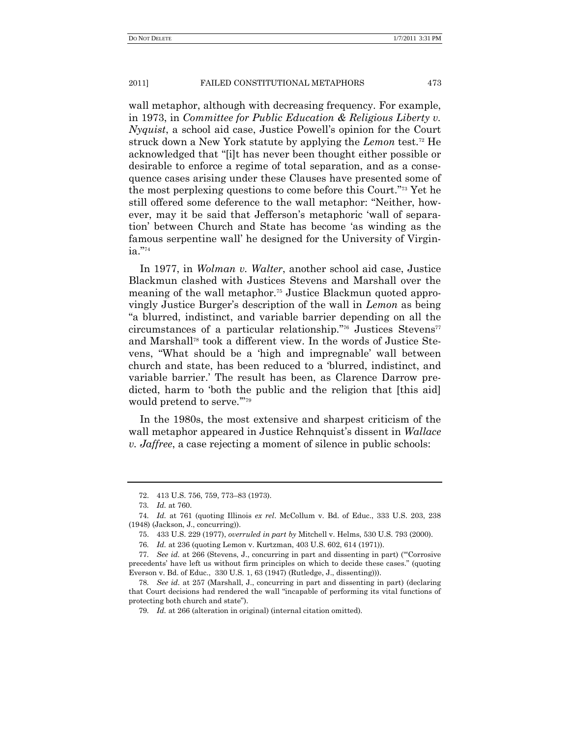wall metaphor, although with decreasing frequency. For example, in 1973, in *Committee for Public Education & Religious Liberty v. Nyquist*, a school aid case, Justice Powell's opinion for the Court struck down a New York statute by applying the *Lemon* test.[72] He acknowledged that "[i]t has never been thought either possible or desirable to enforce a regime of total separation, and as a consequence cases arising under these Clauses have presented some of the most perplexing questions to come before this Court."[73] Yet he still offered some deference to the wall metaphor: "Neither, however, may it be said that Jefferson's metaphoric 'wall of separation' between Church and State has become 'as winding as the famous serpentine wall' he designed for the University of Virginia."[74]

In 1977, in *Wolman v. Walter*, another school aid case, Justice Blackmun clashed with Justices Stevens and Marshall over the meaning of the wall metaphor.[75] Justice Blackmun quoted approvingly Justice Burger's description of the wall in *Lemon* as being "a blurred, indistinct, and variable barrier depending on all the circumstances of a particular relationship."[76] Justices Stevens[77] and Marshall[78] took a different view. In the words of Justice Stevens, "What should be a 'high and impregnable' wall between church and state, has been reduced to a 'blurred, indistinct, and variable barrier.' The result has been, as Clarence Darrow predicted, harm to 'both the public and the religion that [this aid] would pretend to serve.'"[79]

In the 1980s, the most extensive and sharpest criticism of the wall metaphor appeared in Justice Rehnquist's dissent in *Wallace v. Jaffree*, a case rejecting a moment of silence in public schools:

---

72. 413 U.S. 756, 759, 773–83 (1973).

73. *Id.* at 760.

74. *Id.* at 761 (quoting Illinois *ex rel*. McCollum v. Bd. of Educ., 333 U.S. 203, 238 (1948) (Jackson, J., concurring)).

75. 433 U.S. 229 (1977), *overruled in part by* Mitchell v. Helms, 530 U.S. 793 (2000).

76. *Id.* at 236 (quoting Lemon v. Kurtzman, 403 U.S. 602, 614 (1971)).

77. *See id.* at 266 (Stevens, J., concurring in part and dissenting in part) ("'Corrosive precedents' have left us without firm principles on which to decide these cases." (quoting Everson v. Bd. of Educ., 330 U.S. 1, 63 (1947) (Rutledge, J., dissenting))).

78. *See id.* at 257 (Marshall, J., concurring in part and dissenting in part) (declaring that Court decisions had rendered the wall "incapable of performing its vital functions of protecting both church and state").

79. *Id.* at 266 (alteration in original) (internal citation omitted).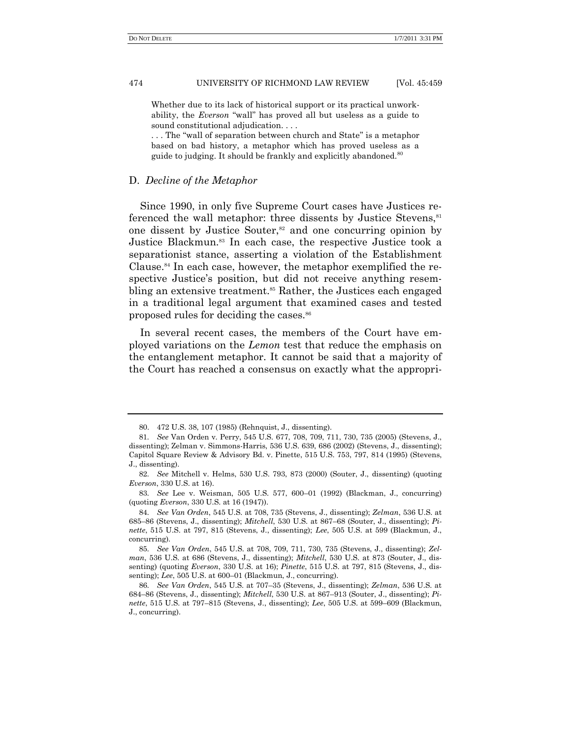> Whether due to its lack of historical support or its practical unworkability, the *Everson* "wall" has proved all but useless as a guide to sound constitutional adjudication. . . .
>
> . . . The "wall of separation between church and State" is a metaphor based on bad history, a metaphor which has proved useless as a guide to judging. It should be frankly and explicitly abandoned.[80]

### D. *Decline of the Metaphor*

Since 1990, in only five Supreme Court cases have Justices referenced the wall metaphor: three dissents by Justice Stevens,[81] one dissent by Justice Souter,[82] and one concurring opinion by Justice Blackmun.[83] In each case, the respective Justice took a separationist stance, asserting a violation of the Establishment Clause.[84] In each case, however, the metaphor exemplified the respective Justice's position, but did not receive anything resembling an extensive treatment.[85] Rather, the Justices each engaged in a traditional legal argument that examined cases and tested proposed rules for deciding the cases.[86]

In several recent cases, the members of the Court have employed variations on the *Lemon* test that reduce the emphasis on the entanglement metaphor. It cannot be said that a majority of the Court has reached a consensus on exactly what the appropri-

---

80. 472 U.S. 38, 107 (1985) (Rehnquist, J., dissenting).

81. *See* Van Orden v. Perry, 545 U.S. 677, 708, 709, 711, 730, 735 (2005) (Stevens, J., dissenting); Zelman v. Simmons-Harris, 536 U.S. 639, 686 (2002) (Stevens, J., dissenting); Capitol Square Review & Advisory Bd. v. Pinette, 515 U.S. 753, 797, 814 (1995) (Stevens, J., dissenting).

82. *See* Mitchell v. Helms, 530 U.S. 793, 873 (2000) (Souter, J., dissenting) (quoting *Everson*, 330 U.S. at 16).

83. *See* Lee v. Weisman, 505 U.S. 577, 600–01 (1992) (Blackman, J., concurring) (quoting *Everson*, 330 U.S. at 16 (1947)).

84. *See Van Orden*, 545 U.S. at 708, 735 (Stevens, J., dissenting); *Zelman*, 536 U.S. at 685–86 (Stevens, J., dissenting); *Mitchell*, 530 U.S. at 867–68 (Souter, J., dissenting); *Pinette*, 515 U.S. at 797, 815 (Stevens, J., dissenting); *Lee*, 505 U.S. at 599 (Blackmun, J., concurring).

85. *See Van Orden*, 545 U.S. at 708, 709, 711, 730, 735 (Stevens, J., dissenting); *Zelman*, 536 U.S. at 686 (Stevens, J., dissenting); *Mitchell*, 530 U.S. at 873 (Souter, J., dissenting) (quoting *Everson*, 330 U.S. at 16); *Pinette*, 515 U.S. at 797, 815 (Stevens, J., dissenting); *Lee*, 505 U.S. at 600–01 (Blackmun, J., concurring).

86. *See Van Orden*, 545 U.S. at 707–35 (Stevens, J., dissenting); *Zelman*, 536 U.S. at 684–86 (Stevens, J., dissenting); *Mitchell*, 530 U.S. at 867–913 (Souter, J., dissenting); *Pinette*, 515 U.S. at 797–815 (Stevens, J., dissenting); *Lee*, 505 U.S. at 599–609 (Blackmun, J., concurring).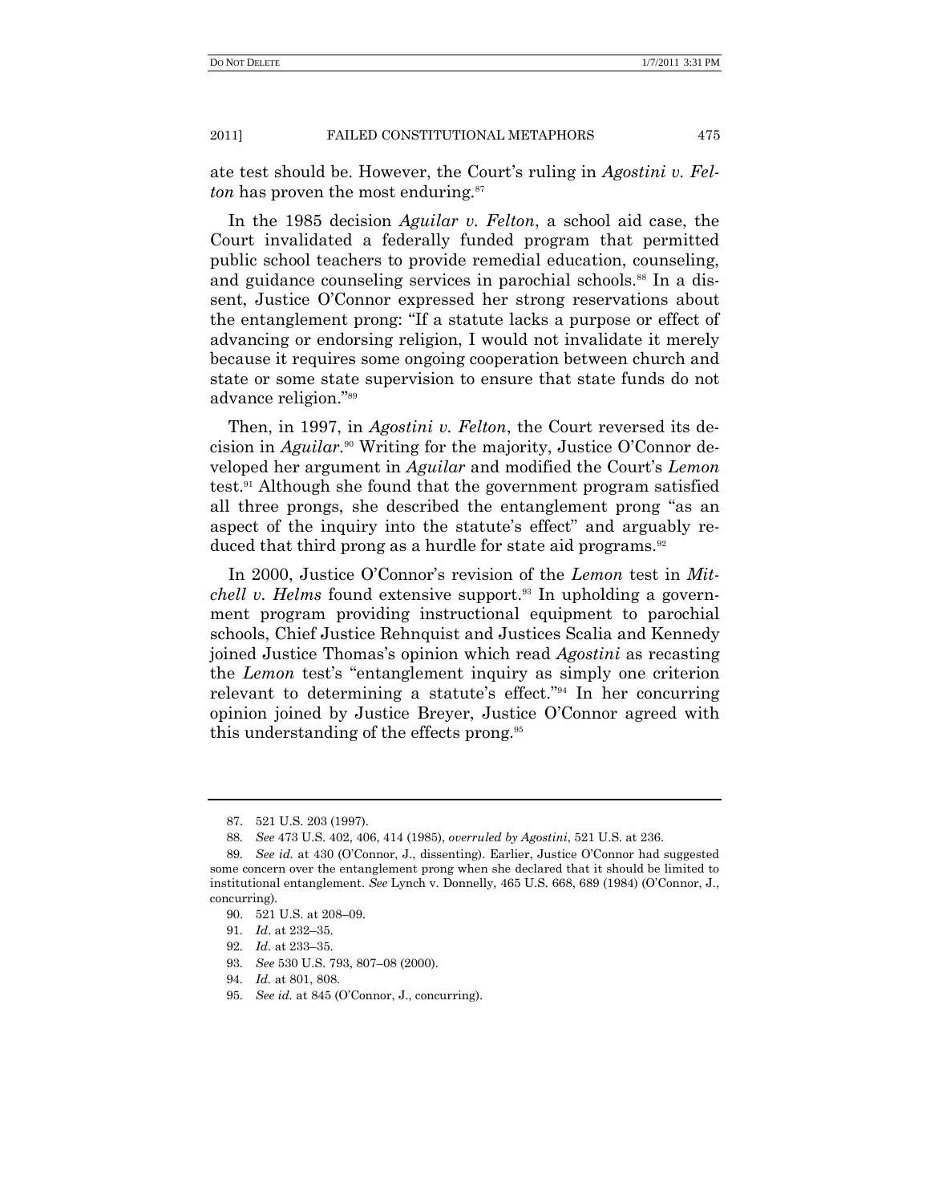ate test should be. However, the Court's ruling in *Agostini v. Felton* has proven the most enduring.[87]

In the 1985 decision *Aguilar v. Felton*, a school aid case, the Court invalidated a federally funded program that permitted public school teachers to provide remedial education, counseling, and guidance counseling services in parochial schools.[88] In a dissent, Justice O'Connor expressed her strong reservations about the entanglement prong: "If a statute lacks a purpose or effect of advancing or endorsing religion, I would not invalidate it merely because it requires some ongoing cooperation between church and state or some state supervision to ensure that state funds do not advance religion."[89]

Then, in 1997, in *Agostini v. Felton*, the Court reversed its decision in *Aguilar*.[90] Writing for the majority, Justice O'Connor developed her argument in *Aguilar* and modified the Court's *Lemon* test.[91] Although she found that the government program satisfied all three prongs, she described the entanglement prong "as an aspect of the inquiry into the statute's effect" and arguably reduced that third prong as a hurdle for state aid programs.[92]

In 2000, Justice O'Connor's revision of the *Lemon* test in *Mitchell v. Helms* found extensive support.[93] In upholding a government program providing instructional equipment to parochial schools, Chief Justice Rehnquist and Justices Scalia and Kennedy joined Justice Thomas's opinion which read *Agostini* as recasting the *Lemon* test's "entanglement inquiry as simply one criterion relevant to determining a statute's effect."[94] In her concurring opinion joined by Justice Breyer, Justice O'Connor agreed with this understanding of the effects prong.[95]

---

87. 521 U.S. 203 (1997).

88. *See* 473 U.S. 402, 406, 414 (1985), *overruled by Agostini*, 521 U.S. at 236.

89. *See id.* at 430 (O'Connor, J., dissenting). Earlier, Justice O'Connor had suggested some concern over the entanglement prong when she declared that it should be limited to institutional entanglement. *See* Lynch v. Donnelly, 465 U.S. 668, 689 (1984) (O'Connor, J., concurring).

90. 521 U.S. at 208–09.

91. *Id*. at 232–35.

92. *Id.* at 233–35.

93. *See* 530 U.S. 793, 807–08 (2000).

94. *Id.* at 801, 808.

95. *See id.* at 845 (O'Connor, J., concurring).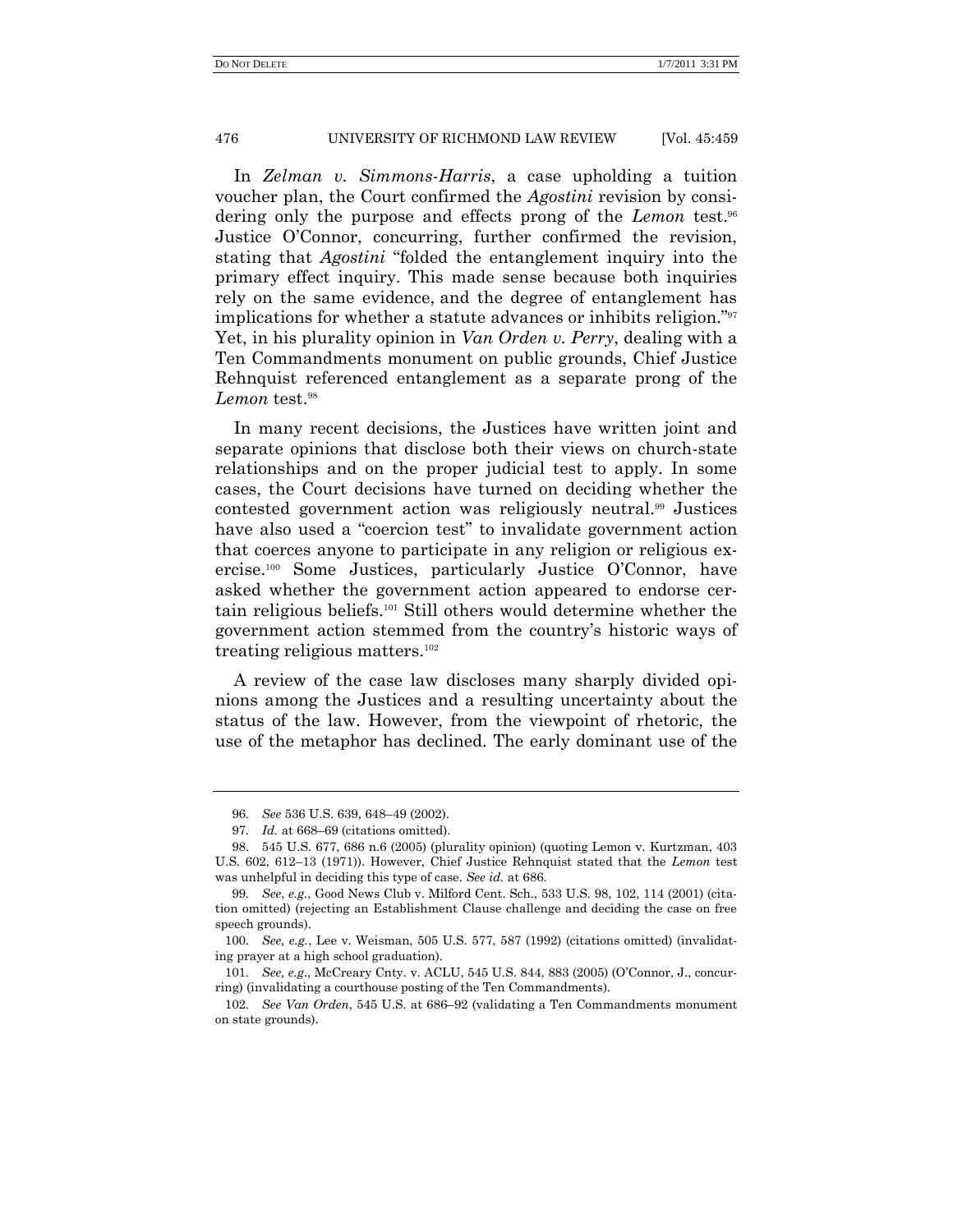In *Zelman v. Simmons-Harris*, a case upholding a tuition voucher plan, the Court confirmed the *Agostini* revision by considering only the purpose and effects prong of the *Lemon* test.[96] Justice O'Connor, concurring, further confirmed the revision, stating that *Agostini* "folded the entanglement inquiry into the primary effect inquiry. This made sense because both inquiries rely on the same evidence, and the degree of entanglement has implications for whether a statute advances or inhibits religion."[97] Yet, in his plurality opinion in *Van Orden v. Perry*, dealing with a Ten Commandments monument on public grounds, Chief Justice Rehnquist referenced entanglement as a separate prong of the *Lemon* test.[98]

In many recent decisions, the Justices have written joint and separate opinions that disclose both their views on church-state relationships and on the proper judicial test to apply. In some cases, the Court decisions have turned on deciding whether the contested government action was religiously neutral.[99] Justices have also used a "coercion test" to invalidate government action that coerces anyone to participate in any religion or religious exercise.[100] Some Justices, particularly Justice O'Connor, have asked whether the government action appeared to endorse certain religious beliefs.[101] Still others would determine whether the government action stemmed from the country's historic ways of treating religious matters.[102]

A review of the case law discloses many sharply divided opinions among the Justices and a resulting uncertainty about the status of the law. However, from the viewpoint of rhetoric, the use of the metaphor has declined. The early dominant use of the

---

96. *See* 536 U.S. 639, 648–49 (2002).

97. *Id.* at 668–69 (citations omitted).

98. 545 U.S. 677, 686 n.6 (2005) (plurality opinion) (quoting Lemon v. Kurtzman, 403 U.S. 602, 612–13 (1971)). However, Chief Justice Rehnquist stated that the *Lemon* test was unhelpful in deciding this type of case. *See id.* at 686.

99. *See, e.g.*, Good News Club v. Milford Cent. Sch., 533 U.S. 98, 102, 114 (2001) (citation omitted) (rejecting an Establishment Clause challenge and deciding the case on free speech grounds).

100. *See, e.g.*, Lee v. Weisman, 505 U.S. 577, 587 (1992) (citations omitted) (invalidating prayer at a high school graduation).

101. *See, e.g.*, McCreary Cnty. v. ACLU, 545 U.S. 844, 883 (2005) (O'Connor, J., concurring) (invalidating a courthouse posting of the Ten Commandments).

102. *See Van Orden*, 545 U.S. at 686–92 (validating a Ten Commandments monument on state grounds).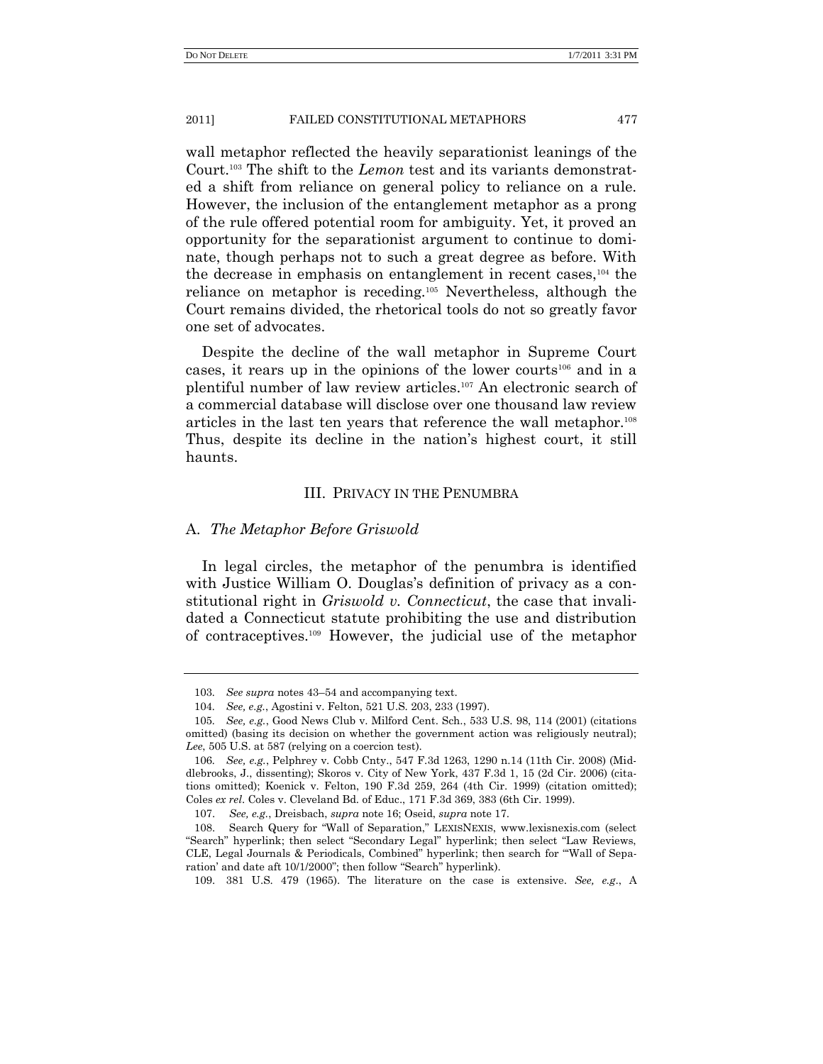wall metaphor reflected the heavily separationist leanings of the Court.[103] The shift to the *Lemon* test and its variants demonstrated a shift from reliance on general policy to reliance on a rule. However, the inclusion of the entanglement metaphor as a prong of the rule offered potential room for ambiguity. Yet, it proved an opportunity for the separationist argument to continue to dominate, though perhaps not to such a great degree as before. With the decrease in emphasis on entanglement in recent cases,[104] the reliance on metaphor is receding.[105] Nevertheless, although the Court remains divided, the rhetorical tools do not so greatly favor one set of advocates.

Despite the decline of the wall metaphor in Supreme Court cases, it rears up in the opinions of the lower courts[106] and in a plentiful number of law review articles.[107] An electronic search of a commercial database will disclose over one thousand law review articles in the last ten years that reference the wall metaphor.[108] Thus, despite its decline in the nation's highest court, it still haunts.

## III. PRIVACY IN THE PENUMBRA

### A. *The Metaphor Before Griswold*

In legal circles, the metaphor of the penumbra is identified with Justice William O. Douglas's definition of privacy as a constitutional right in *Griswold v. Connecticut*, the case that invalidated a Connecticut statute prohibiting the use and distribution of contraceptives.[109] However, the judicial use of the metaphor

---

103. *See supra* notes 43–54 and accompanying text.

104. *See, e.g.*, Agostini v. Felton, 521 U.S. 203, 233 (1997).

105. *See, e.g.*, Good News Club v. Milford Cent. Sch., 533 U.S. 98, 114 (2001) (citations omitted) (basing its decision on whether the government action was religiously neutral); *Lee*, 505 U.S. at 587 (relying on a coercion test).

106. *See, e.g.*, Pelphrey v. Cobb Cnty., 547 F.3d 1263, 1290 n.14 (11th Cir. 2008) (Middlebrooks, J., dissenting); Skoros v. City of New York, 437 F.3d 1, 15 (2d Cir. 2006) (citations omitted); Koenick v. Felton, 190 F.3d 259, 264 (4th Cir. 1999) (citation omitted); Coles *ex rel.* Coles v. Cleveland Bd. of Educ., 171 F.3d 369, 383 (6th Cir. 1999).

107. *See, e.g.*, Dreisbach, *supra* note 16; Oseid, *supra* note 17.

108. Search Query for "Wall of Separation," LEXISNEXIS, www.lexisnexis.com (select "Search" hyperlink; then select "Secondary Legal" hyperlink; then select "Law Reviews, CLE, Legal Journals & Periodicals, Combined" hyperlink; then search for "'Wall of Separation' and date aft 10/1/2000"; then follow "Search" hyperlink).

109. 381 U.S. 479 (1965). The literature on the case is extensive. *See, e.g.*, A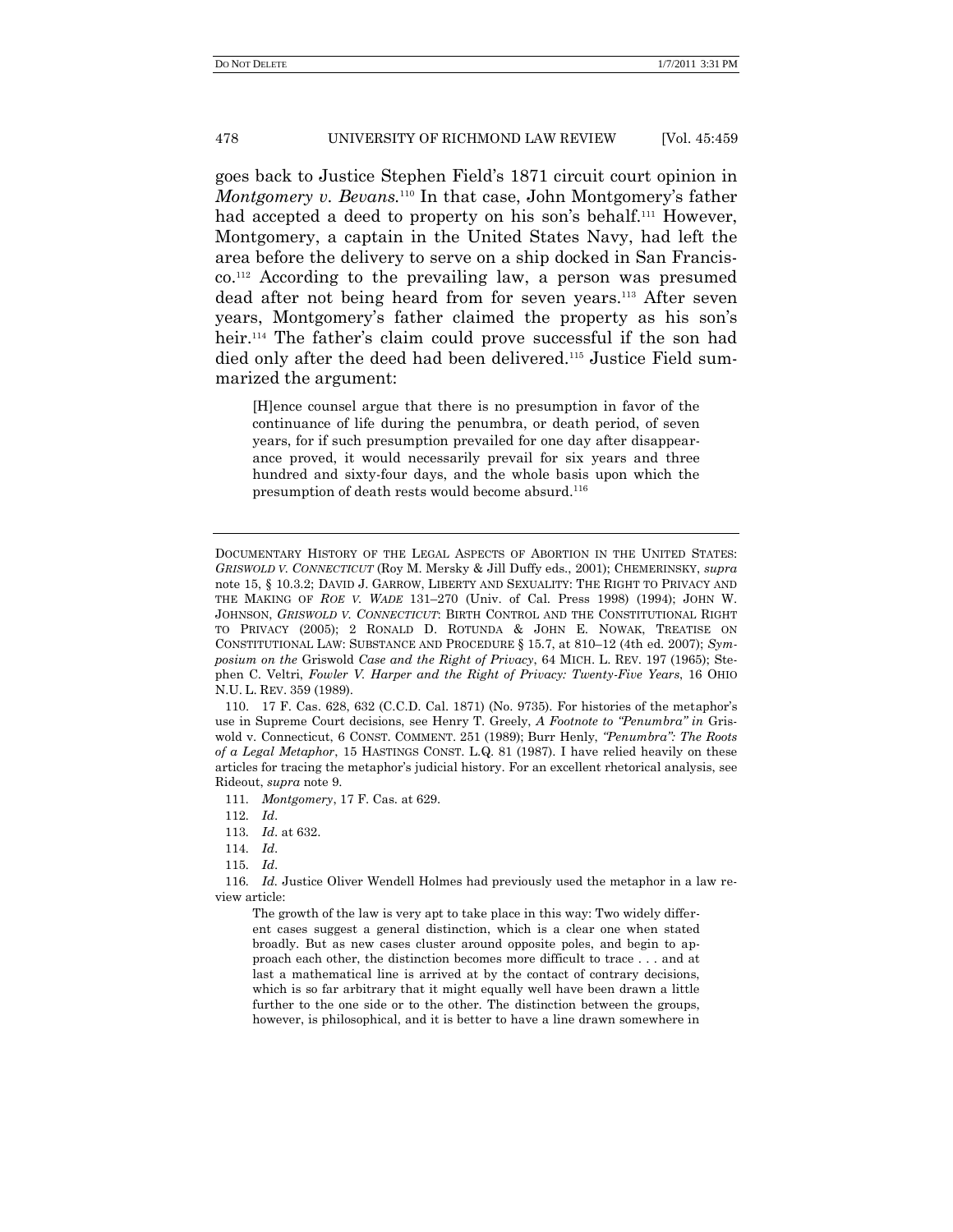goes back to Justice Stephen Field's 1871 circuit court opinion in *Montgomery v. Bevans*.[110] In that case, John Montgomery's father had accepted a deed to property on his son's behalf.[111] However, Montgomery, a captain in the United States Navy, had left the area before the delivery to serve on a ship docked in San Francisco.[112] According to the prevailing law, a person was presumed dead after not being heard from for seven years.[113] After seven years, Montgomery's father claimed the property as his son's heir.[114] The father's claim could prove successful if the son had died only after the deed had been delivered.[115] Justice Field summarized the argument:

> [H]ence counsel argue that there is no presumption in favor of the continuance of life during the penumbra, or death period, of seven years, for if such presumption prevailed for one day after disappearance proved, it would necessarily prevail for six years and three hundred and sixty-four days, and the whole basis upon which the presumption of death rests would become absurd.[116]

---

DOCUMENTARY HISTORY OF THE LEGAL ASPECTS OF ABORTION IN THE UNITED STATES: *GRISWOLD V. CONNECTICUT* (Roy M. Mersky & Jill Duffy eds., 2001); CHEMERINSKY, *supra* note 15, § 10.3.2; DAVID J. GARROW, LIBERTY AND SEXUALITY: THE RIGHT TO PRIVACY AND THE MAKING OF *ROE V. WADE* 131–270 (Univ. of Cal. Press 1998) (1994); JOHN W. JOHNSON, *GRISWOLD V. CONNECTICUT*: BIRTH CONTROL AND THE CONSTITUTIONAL RIGHT TO PRIVACY (2005); 2 RONALD D. ROTUNDA & JOHN E. NOWAK, TREATISE ON CONSTITUTIONAL LAW: SUBSTANCE AND PROCEDURE § 15.7, at 810–12 (4th ed. 2007); *Symposium on the* Griswold *Case and the Right of Privacy*, 64 MICH. L. REV. 197 (1965); Stephen C. Veltri, *Fowler V. Harper and the Right of Privacy: Twenty-Five Years*, 16 OHIO N.U. L. REV. 359 (1989).

110. 17 F. Cas. 628, 632 (C.C.D. Cal. 1871) (No. 9735). For histories of the metaphor's use in Supreme Court decisions, see Henry T. Greely, *A Footnote to "Penumbra" in* Griswold v. Connecticut, 6 CONST. COMMENT. 251 (1989); Burr Henly, *"Penumbra": The Roots of a Legal Metaphor*, 15 HASTINGS CONST. L.Q. 81 (1987). I have relied heavily on these articles for tracing the metaphor's judicial history. For an excellent rhetorical analysis, see Rideout, *supra* note 9.

111. *Montgomery*, 17 F. Cas. at 629.

112. *Id.*

113. *Id.* at 632.

114. *Id.*

115. *Id.*

116. *Id.* Justice Oliver Wendell Holmes had previously used the metaphor in a law review article:

> The growth of the law is very apt to take place in this way: Two widely different cases suggest a general distinction, which is a clear one when stated broadly. But as new cases cluster around opposite poles, and begin to approach each other, the distinction becomes more difficult to trace . . . and at last a mathematical line is arrived at by the contact of contrary decisions, which is so far arbitrary that it might equally well have been drawn a little further to the one side or to the other. The distinction between the groups, however, is philosophical, and it is better to have a line drawn somewhere in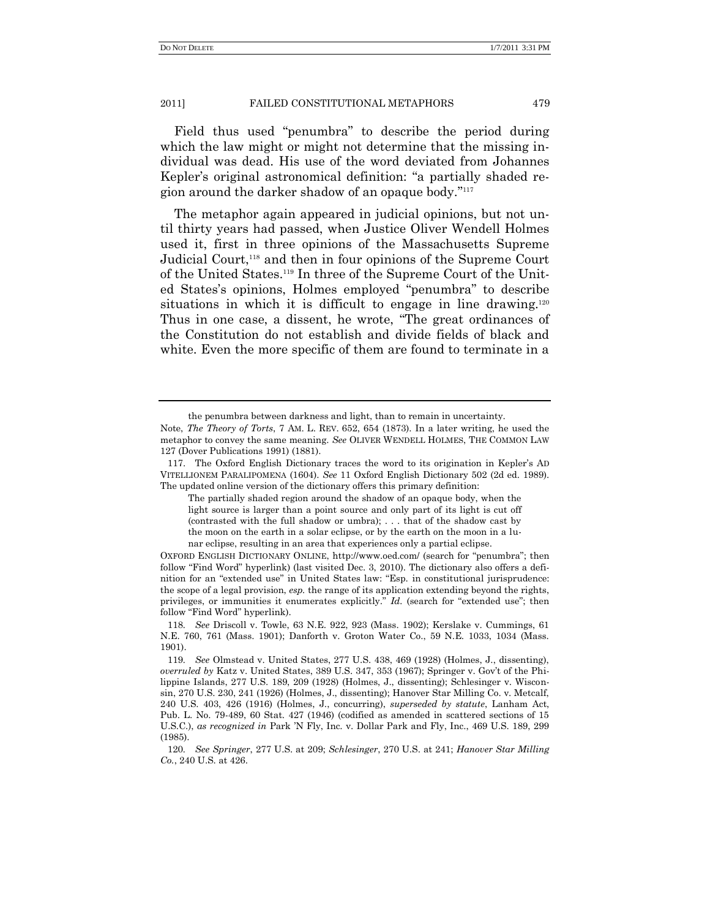Field thus used "penumbra" to describe the period during which the law might or might not determine that the missing individual was dead. His use of the word deviated from Johannes Kepler's original astronomical definition: "a partially shaded region around the darker shadow of an opaque body."[117]

The metaphor again appeared in judicial opinions, but not until thirty years had passed, when Justice Oliver Wendell Holmes used it, first in three opinions of the Massachusetts Supreme Judicial Court,[118] and then in four opinions of the Supreme Court of the United States.[119] In three of the Supreme Court of the United States's opinions, Holmes employed "penumbra" to describe situations in which it is difficult to engage in line drawing.[120] Thus in one case, a dissent, he wrote, "The great ordinances of the Constitution do not establish and divide fields of black and white. Even the more specific of them are found to terminate in a

---

> the penumbra between darkness and light, than to remain in uncertainty.

Note, *The Theory of Torts*, 7 AM. L. REV. 652, 654 (1873). In a later writing, he used the metaphor to convey the same meaning. *See* OLIVER WENDELL HOLMES, THE COMMON LAW 127 (Dover Publications 1991) (1881).

117. The Oxford English Dictionary traces the word to its origination in Kepler's AD VITELLIONEM PARALIPOMENA (1604). *See* 11 Oxford English Dictionary 502 (2d ed. 1989). The updated online version of the dictionary offers this primary definition:

> The partially shaded region around the shadow of an opaque body, when the light source is larger than a point source and only part of its light is cut off (contrasted with the full shadow or umbra); . . . that of the shadow cast by the moon on the earth in a solar eclipse, or by the earth on the moon in a lunar eclipse, resulting in an area that experiences only a partial eclipse.

OXFORD ENGLISH DICTIONARY ONLINE, http://www.oed.com/ (search for "penumbra"; then follow "Find Word" hyperlink) (last visited Dec. 3, 2010). The dictionary also offers a definition for an "extended use" in United States law: "Esp. in constitutional jurisprudence: the scope of a legal provision, *esp.* the range of its application extending beyond the rights, privileges, or immunities it enumerates explicitly." *Id.* (search for "extended use"; then follow "Find Word" hyperlink).

118. *See* Driscoll v. Towle, 63 N.E. 922, 923 (Mass. 1902); Kerslake v. Cummings, 61 N.E. 760, 761 (Mass. 1901); Danforth v. Groton Water Co., 59 N.E. 1033, 1034 (Mass. 1901).

119. *See* Olmstead v. United States, 277 U.S. 438, 469 (1928) (Holmes, J., dissenting), *overruled by* Katz v. United States, 389 U.S. 347, 353 (1967); Springer v. Gov't of the Philippine Islands, 277 U.S. 189, 209 (1928) (Holmes, J., dissenting); Schlesinger v. Wisconsin, 270 U.S. 230, 241 (1926) (Holmes, J., dissenting); Hanover Star Milling Co. v. Metcalf, 240 U.S. 403, 426 (1916) (Holmes, J., concurring), *superseded by statute*, Lanham Act, Pub. L. No. 79-489, 60 Stat. 427 (1946) (codified as amended in scattered sections of 15 U.S.C.), *as recognized in* Park 'N Fly, Inc. v. Dollar Park and Fly, Inc., 469 U.S. 189, 299 (1985).

120. *See Springer*, 277 U.S. at 209; *Schlesinger*, 270 U.S. at 241; *Hanover Star Milling Co.*, 240 U.S. at 426.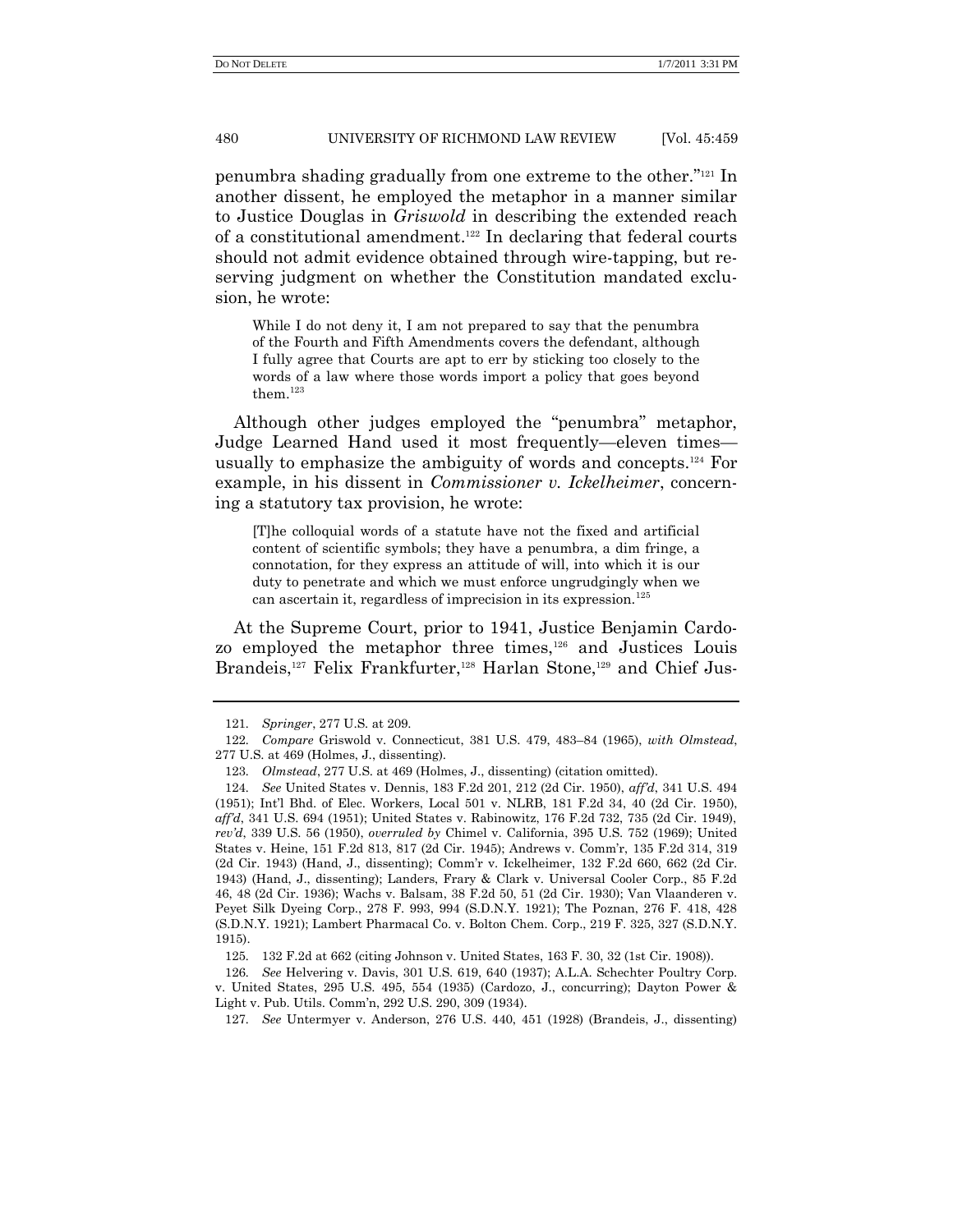penumbra shading gradually from one extreme to the other."[121] In another dissent, he employed the metaphor in a manner similar to Justice Douglas in *Griswold* in describing the extended reach of a constitutional amendment.[122] In declaring that federal courts should not admit evidence obtained through wire-tapping, but reserving judgment on whether the Constitution mandated exclusion, he wrote:

> While I do not deny it, I am not prepared to say that the penumbra of the Fourth and Fifth Amendments covers the defendant, although I fully agree that Courts are apt to err by sticking too closely to the words of a law where those words import a policy that goes beyond them.[123]

Although other judges employed the "penumbra" metaphor, Judge Learned Hand used it most frequently—eleven times—usually to emphasize the ambiguity of words and concepts.[124] For example, in his dissent in *Commissioner v. Ickelheimer*, concerning a statutory tax provision, he wrote:

> [T]he colloquial words of a statute have not the fixed and artificial content of scientific symbols; they have a penumbra, a dim fringe, a connotation, for they express an attitude of will, into which it is our duty to penetrate and which we must enforce ungrudgingly when we can ascertain it, regardless of imprecision in its expression.[125]

At the Supreme Court, prior to 1941, Justice Benjamin Cardozo employed the metaphor three times,[126] and Justices Louis Brandeis,[127] Felix Frankfurter,[128] Harlan Stone,[129] and Chief Jus-

---

121. *Springer*, 277 U.S. at 209.

122. *Compare* Griswold v. Connecticut, 381 U.S. 479, 483–84 (1965), *with Olmstead*, 277 U.S. at 469 (Holmes, J., dissenting).

123. *Olmstead*, 277 U.S. at 469 (Holmes, J., dissenting) (citation omitted).

124. *See* United States v. Dennis, 183 F.2d 201, 212 (2d Cir. 1950), *aff'd*, 341 U.S. 494 (1951); Int'l Bhd. of Elec. Workers, Local 501 v. NLRB, 181 F.2d 34, 40 (2d Cir. 1950), *aff'd*, 341 U.S. 694 (1951); United States v. Rabinowitz, 176 F.2d 732, 735 (2d Cir. 1949), *rev'd*, 339 U.S. 56 (1950), *overruled by* Chimel v. California, 395 U.S. 752 (1969); United States v. Heine, 151 F.2d 813, 817 (2d Cir. 1945); Andrews v. Comm'r, 135 F.2d 314, 319 (2d Cir. 1943) (Hand, J., dissenting); Comm'r v. Ickelheimer, 132 F.2d 660, 662 (2d Cir. 1943) (Hand, J., dissenting); Landers, Frary & Clark v. Universal Cooler Corp., 85 F.2d 46, 48 (2d Cir. 1936); Wachs v. Balsam, 38 F.2d 50, 51 (2d Cir. 1930); Van Vlaanderen v. Peyet Silk Dyeing Corp., 278 F. 993, 994 (S.D.N.Y. 1921); The Poznan, 276 F. 418, 428 (S.D.N.Y. 1921); Lambert Pharmacal Co. v. Bolton Chem. Corp., 219 F. 325, 327 (S.D.N.Y. 1915).

125. 132 F.2d at 662 (citing Johnson v. United States, 163 F. 30, 32 (1st Cir. 1908)).

126. *See* Helvering v. Davis, 301 U.S. 619, 640 (1937); A.L.A. Schechter Poultry Corp. v. United States, 295 U.S. 495, 554 (1935) (Cardozo, J., concurring); Dayton Power & Light v. Pub. Utils. Comm'n, 292 U.S. 290, 309 (1934).

127. *See* Untermyer v. Anderson, 276 U.S. 440, 451 (1928) (Brandeis, J., dissenting)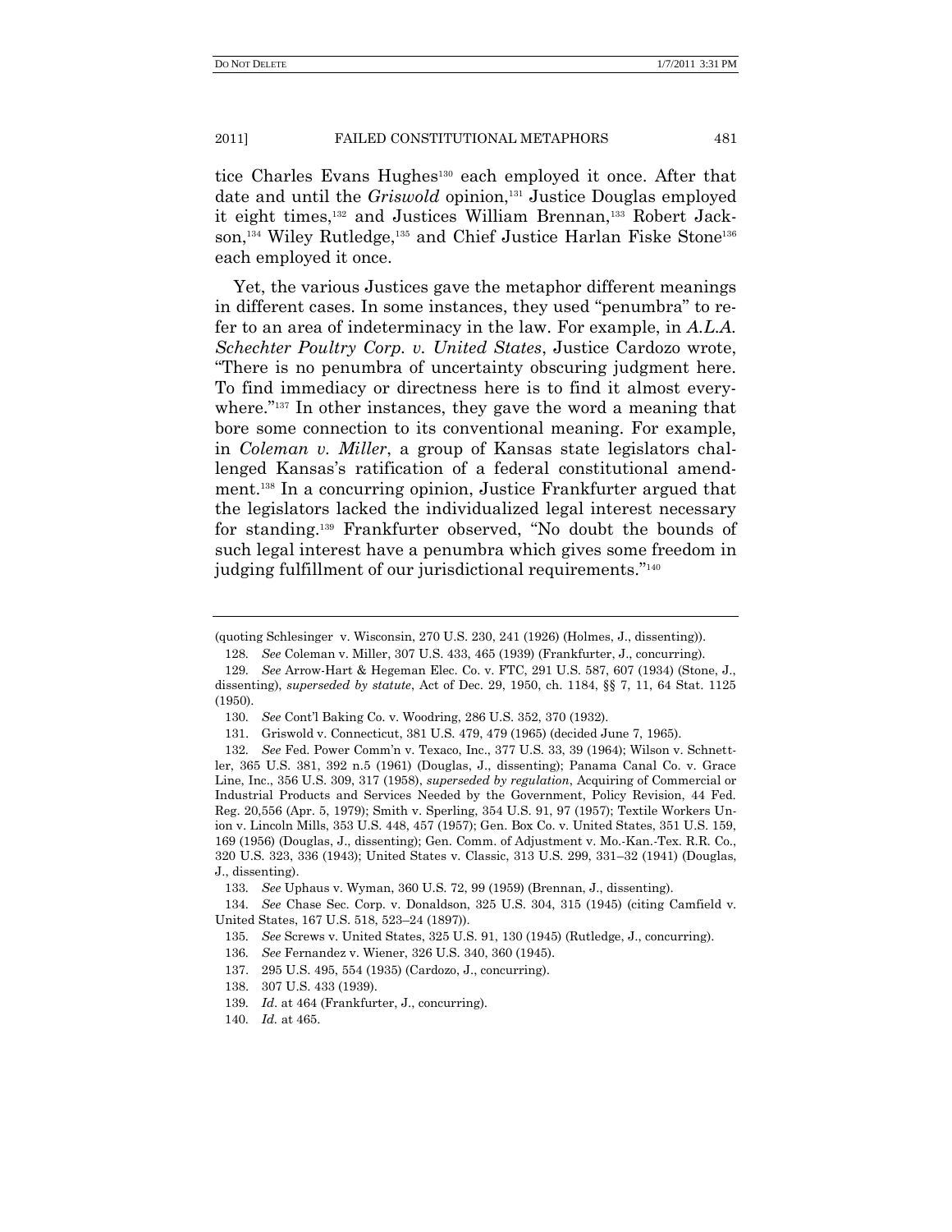tice Charles Evans Hughes[130] each employed it once. After that date and until the *Griswold* opinion,[131] Justice Douglas employed it eight times,[132] and Justices William Brennan,[133] Robert Jackson,[134] Wiley Rutledge,[135] and Chief Justice Harlan Fiske Stone[136] each employed it once.

Yet, the various Justices gave the metaphor different meanings in different cases. In some instances, they used "penumbra" to refer to an area of indeterminacy in the law. For example, in *A.L.A. Schechter Poultry Corp. v. United States*, Justice Cardozo wrote, "There is no penumbra of uncertainty obscuring judgment here. To find immediacy or directness here is to find it almost everywhere."[137] In other instances, they gave the word a meaning that bore some connection to its conventional meaning. For example, in *Coleman v. Miller*, a group of Kansas state legislators challenged Kansas's ratification of a federal constitutional amendment.[138] In a concurring opinion, Justice Frankfurter argued that the legislators lacked the individualized legal interest necessary for standing.[139] Frankfurter observed, "No doubt the bounds of such legal interest have a penumbra which gives some freedom in judging fulfillment of our jurisdictional requirements."[140]

---

(quoting Schlesinger v. Wisconsin, 270 U.S. 230, 241 (1926) (Holmes, J., dissenting)).

128. *See* Coleman v. Miller, 307 U.S. 433, 465 (1939) (Frankfurter, J., concurring).

129. *See* Arrow-Hart & Hegeman Elec. Co. v. FTC, 291 U.S. 587, 607 (1934) (Stone, J., dissenting), *superseded by statute*, Act of Dec. 29, 1950, ch. 1184, §§ 7, 11, 64 Stat. 1125 (1950).

130. *See* Cont'l Baking Co. v. Woodring, 286 U.S. 352, 370 (1932).

131. Griswold v. Connecticut, 381 U.S. 479, 479 (1965) (decided June 7, 1965).

132. *See* Fed. Power Comm'n v. Texaco, Inc., 377 U.S. 33, 39 (1964); Wilson v. Schnettler, 365 U.S. 381, 392 n.5 (1961) (Douglas, J., dissenting); Panama Canal Co. v. Grace Line, Inc., 356 U.S. 309, 317 (1958), *superseded by regulation*, Acquiring of Commercial or Industrial Products and Services Needed by the Government, Policy Revision, 44 Fed. Reg. 20,556 (Apr. 5, 1979); Smith v. Sperling, 354 U.S. 91, 97 (1957); Textile Workers Union v. Lincoln Mills, 353 U.S. 448, 457 (1957); Gen. Box Co. v. United States, 351 U.S. 159, 169 (1956) (Douglas, J., dissenting); Gen. Comm. of Adjustment v. Mo.-Kan.-Tex. R.R. Co., 320 U.S. 323, 336 (1943); United States v. Classic, 313 U.S. 299, 331–32 (1941) (Douglas, J., dissenting).

133. *See* Uphaus v. Wyman, 360 U.S. 72, 99 (1959) (Brennan, J., dissenting).

134. *See* Chase Sec. Corp. v. Donaldson, 325 U.S. 304, 315 (1945) (citing Camfield v. United States, 167 U.S. 518, 523–24 (1897)).

135. *See* Screws v. United States, 325 U.S. 91, 130 (1945) (Rutledge, J., concurring).

136. *See* Fernandez v. Wiener, 326 U.S. 340, 360 (1945).

137. 295 U.S. 495, 554 (1935) (Cardozo, J., concurring).

138. 307 U.S. 433 (1939).

139. *Id.* at 464 (Frankfurter, J., concurring).

140. *Id.* at 465.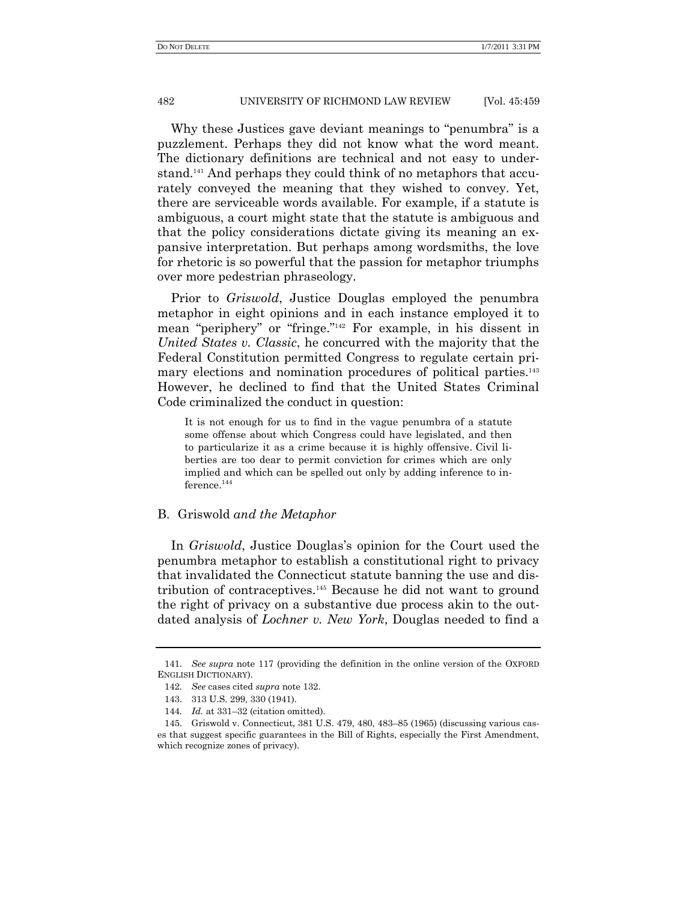Why these Justices gave deviant meanings to "penumbra" is a puzzlement. Perhaps they did not know what the word meant. The dictionary definitions are technical and not easy to understand.[141] And perhaps they could think of no metaphors that accurately conveyed the meaning that they wished to convey. Yet, there are serviceable words available. For example, if a statute is ambiguous, a court might state that the statute is ambiguous and that the policy considerations dictate giving its meaning an expansive interpretation. But perhaps among wordsmiths, the love for rhetoric is so powerful that the passion for metaphor triumphs over more pedestrian phraseology.

Prior to *Griswold*, Justice Douglas employed the penumbra metaphor in eight opinions and in each instance employed it to mean "periphery" or "fringe."[142] For example, in his dissent in *United States v. Classic*, he concurred with the majority that the Federal Constitution permitted Congress to regulate certain primary elections and nomination procedures of political parties.[143] However, he declined to find that the United States Criminal Code criminalized the conduct in question:

> It is not enough for us to find in the vague penumbra of a statute some offense about which Congress could have legislated, and then to particularize it as a crime because it is highly offensive. Civil liberties are too dear to permit conviction for crimes which are only implied and which can be spelled out only by adding inference to inference.[144]

### B. Griswold *and the Metaphor*

In *Griswold*, Justice Douglas's opinion for the Court used the penumbra metaphor to establish a constitutional right to privacy that invalidated the Connecticut statute banning the use and distribution of contraceptives.[145] Because he did not want to ground the right of privacy on a substantive due process akin to the outdated analysis of *Lochner v. New York*, Douglas needed to find a

---

141. *See supra* note 117 (providing the definition in the online version of the OXFORD ENGLISH DICTIONARY).

142. *See* cases cited *supra* note 132.

143. 313 U.S. 299, 330 (1941).

144. *Id.* at 331–32 (citation omitted).

145. Griswold v. Connecticut, 381 U.S. 479, 480, 483–85 (1965) (discussing various cases that suggest specific guarantees in the Bill of Rights, especially the First Amendment, which recognize zones of privacy).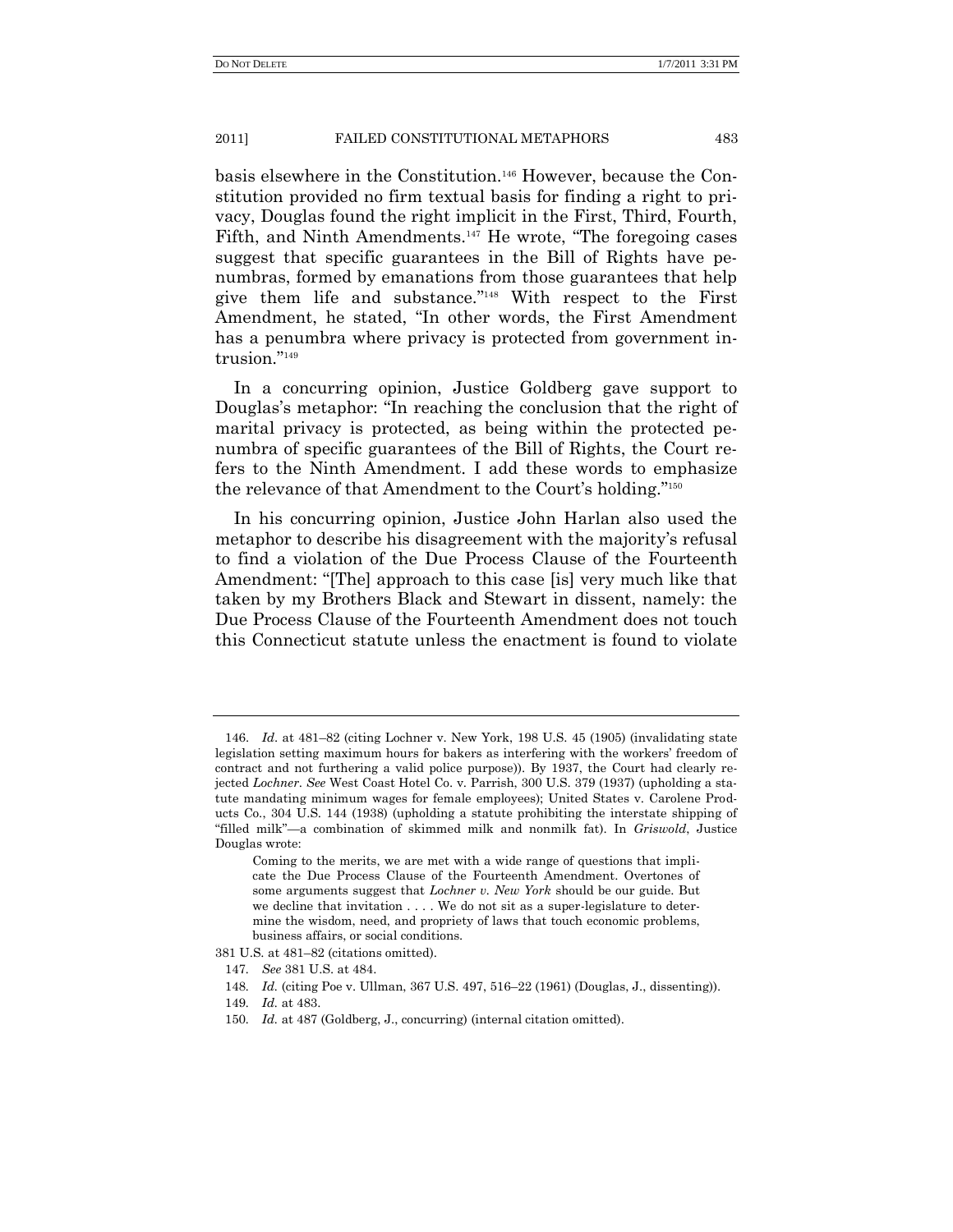basis elsewhere in the Constitution.[146] However, because the Constitution provided no firm textual basis for finding a right to privacy, Douglas found the right implicit in the First, Third, Fourth, Fifth, and Ninth Amendments.[147] He wrote, "The foregoing cases suggest that specific guarantees in the Bill of Rights have penumbras, formed by emanations from those guarantees that help give them life and substance."[148] With respect to the First Amendment, he stated, "In other words, the First Amendment has a penumbra where privacy is protected from government intrusion."[149]

In a concurring opinion, Justice Goldberg gave support to Douglas's metaphor: "In reaching the conclusion that the right of marital privacy is protected, as being within the protected penumbra of specific guarantees of the Bill of Rights, the Court refers to the Ninth Amendment. I add these words to emphasize the relevance of that Amendment to the Court's holding."[150]

In his concurring opinion, Justice John Harlan also used the metaphor to describe his disagreement with the majority's refusal to find a violation of the Due Process Clause of the Fourteenth Amendment: "[The] approach to this case [is] very much like that taken by my Brothers Black and Stewart in dissent, namely: the Due Process Clause of the Fourteenth Amendment does not touch this Connecticut statute unless the enactment is found to violate

---

146. *Id*. at 481–82 (citing Lochner v. New York, 198 U.S. 45 (1905) (invalidating state legislation setting maximum hours for bakers as interfering with the workers' freedom of contract and not furthering a valid police purpose)). By 1937, the Court had clearly rejected *Lochner*. *See* West Coast Hotel Co. v. Parrish, 300 U.S. 379 (1937) (upholding a statute mandating minimum wages for female employees); United States v. Carolene Products Co., 304 U.S. 144 (1938) (upholding a statute prohibiting the interstate shipping of "filled milk"—a combination of skimmed milk and nonmilk fat). In *Griswold*, Justice Douglas wrote:

> Coming to the merits, we are met with a wide range of questions that implicate the Due Process Clause of the Fourteenth Amendment. Overtones of some arguments suggest that *Lochner v. New York* should be our guide. But we decline that invitation . . . . We do not sit as a super-legislature to determine the wisdom, need, and propriety of laws that touch economic problems, business affairs, or social conditions.

381 U.S. at 481–82 (citations omitted).

147. *See* 381 U.S. at 484.

148. *Id.* (citing Poe v. Ullman, 367 U.S. 497, 516–22 (1961) (Douglas, J., dissenting)).

149. *Id.* at 483.

150. *Id.* at 487 (Goldberg, J., concurring) (internal citation omitted).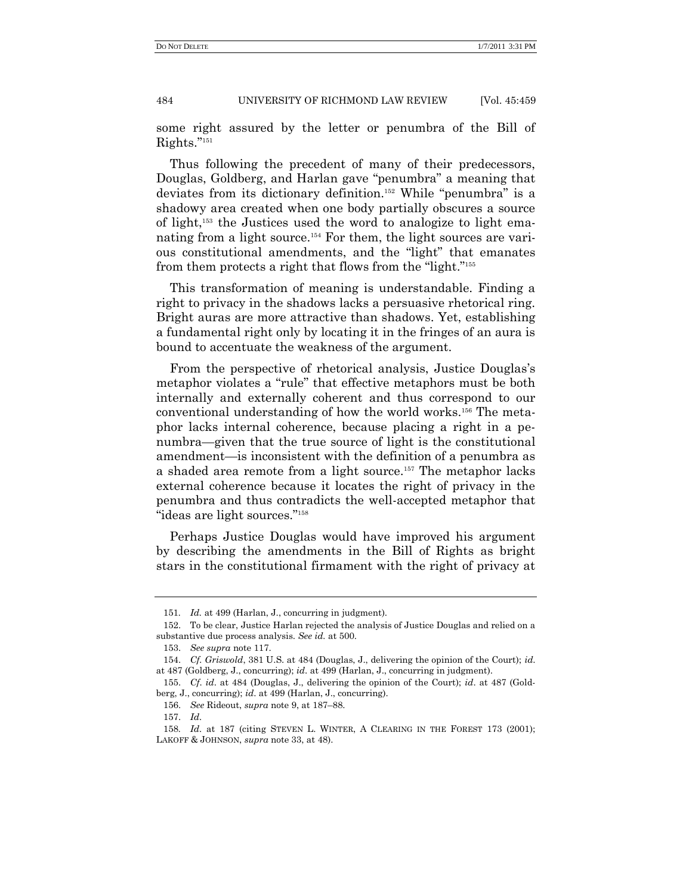some right assured by the letter or penumbra of the Bill of Rights."[151]

Thus following the precedent of many of their predecessors, Douglas, Goldberg, and Harlan gave "penumbra" a meaning that deviates from its dictionary definition.[152] While "penumbra" is a shadowy area created when one body partially obscures a source of light,[153] the Justices used the word to analogize to light emanating from a light source.[154] For them, the light sources are various constitutional amendments, and the "light" that emanates from them protects a right that flows from the "light."[155]

This transformation of meaning is understandable. Finding a right to privacy in the shadows lacks a persuasive rhetorical ring. Bright auras are more attractive than shadows. Yet, establishing a fundamental right only by locating it in the fringes of an aura is bound to accentuate the weakness of the argument.

From the perspective of rhetorical analysis, Justice Douglas's metaphor violates a "rule" that effective metaphors must be both internally and externally coherent and thus correspond to our conventional understanding of how the world works.[156] The metaphor lacks internal coherence, because placing a right in a penumbra—given that the true source of light is the constitutional amendment—is inconsistent with the definition of a penumbra as a shaded area remote from a light source.[157] The metaphor lacks external coherence because it locates the right of privacy in the penumbra and thus contradicts the well-accepted metaphor that "ideas are light sources."[158]

Perhaps Justice Douglas would have improved his argument by describing the amendments in the Bill of Rights as bright stars in the constitutional firmament with the right of privacy at

---

151. *Id.* at 499 (Harlan, J., concurring in judgment).

152. To be clear, Justice Harlan rejected the analysis of Justice Douglas and relied on a substantive due process analysis. *See id.* at 500.

153. *See supra* note 117.

154. *Cf. Griswold*, 381 U.S. at 484 (Douglas, J., delivering the opinion of the Court); *id.* at 487 (Goldberg, J., concurring); *id.* at 499 (Harlan, J., concurring in judgment).

155. *Cf. id.* at 484 (Douglas, J., delivering the opinion of the Court); *id.* at 487 (Goldberg, J., concurring); *id.* at 499 (Harlan, J., concurring).

156. *See* Rideout, *supra* note 9, at 187–88.

157. *Id.*

158. *Id.* at 187 (citing STEVEN L. WINTER, A CLEARING IN THE FOREST 173 (2001); LAKOFF & JOHNSON, *supra* note 33, at 48).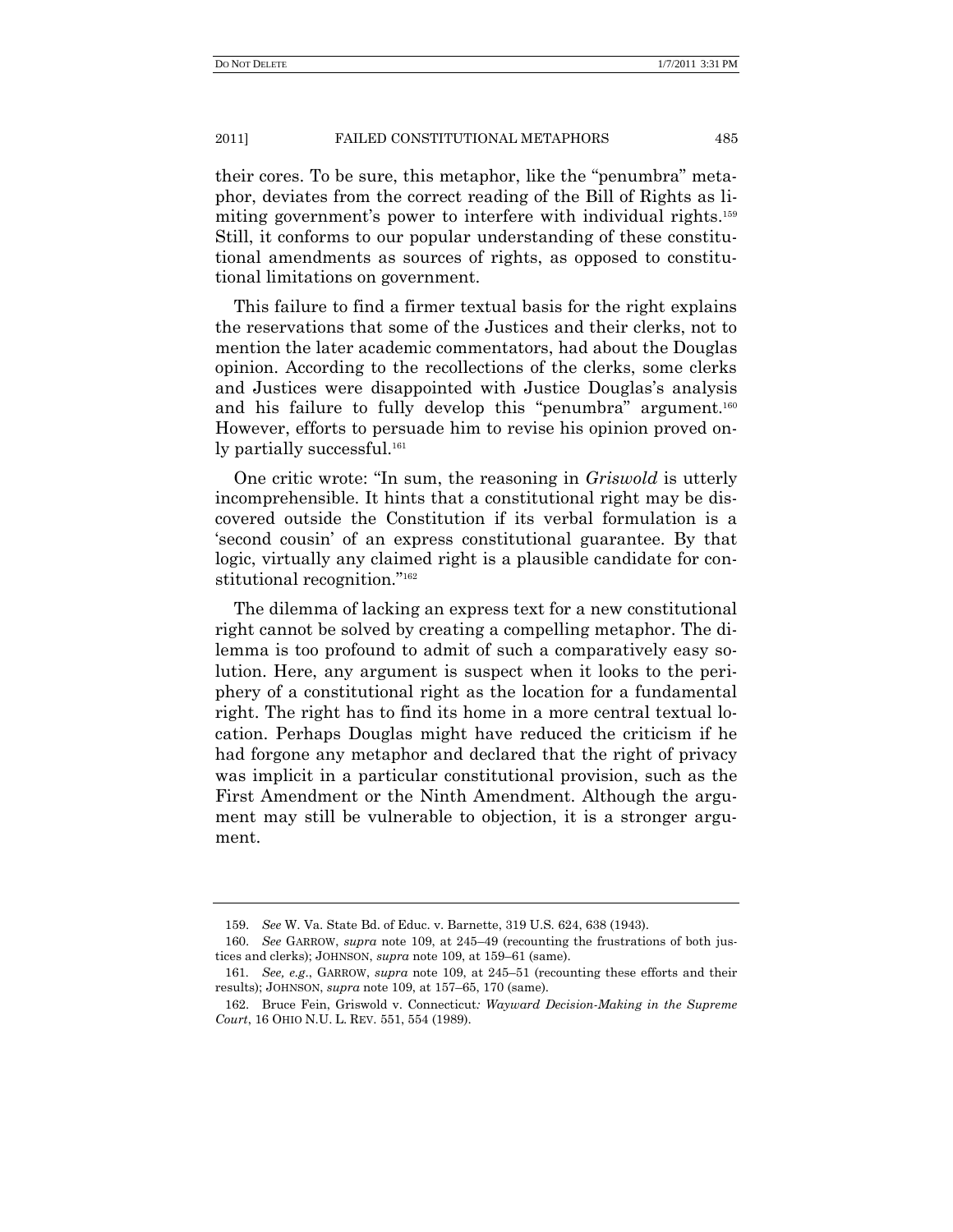their cores. To be sure, this metaphor, like the "penumbra" metaphor, deviates from the correct reading of the Bill of Rights as limiting government's power to interfere with individual rights.[159] Still, it conforms to our popular understanding of these constitutional amendments as sources of rights, as opposed to constitutional limitations on government.

This failure to find a firmer textual basis for the right explains the reservations that some of the Justices and their clerks, not to mention the later academic commentators, had about the Douglas opinion. According to the recollections of the clerks, some clerks and Justices were disappointed with Justice Douglas's analysis and his failure to fully develop this "penumbra" argument.[160] However, efforts to persuade him to revise his opinion proved only partially successful.[161]

One critic wrote: "In sum, the reasoning in *Griswold* is utterly incomprehensible. It hints that a constitutional right may be discovered outside the Constitution if its verbal formulation is a 'second cousin' of an express constitutional guarantee. By that logic, virtually any claimed right is a plausible candidate for constitutional recognition."[162]

The dilemma of lacking an express text for a new constitutional right cannot be solved by creating a compelling metaphor. The dilemma is too profound to admit of such a comparatively easy solution. Here, any argument is suspect when it looks to the periphery of a constitutional right as the location for a fundamental right. The right has to find its home in a more central textual location. Perhaps Douglas might have reduced the criticism if he had forgone any metaphor and declared that the right of privacy was implicit in a particular constitutional provision, such as the First Amendment or the Ninth Amendment. Although the argument may still be vulnerable to objection, it is a stronger argument.

---

159. *See* W. Va. State Bd. of Educ. v. Barnette, 319 U.S. 624, 638 (1943).

160. *See* GARROW, *supra* note 109, at 245–49 (recounting the frustrations of both justices and clerks); JOHNSON, *supra* note 109, at 159–61 (same).

161. *See, e.g.*, GARROW, *supra* note 109, at 245–51 (recounting these efforts and their results); JOHNSON, *supra* note 109, at 157–65, 170 (same).

162. Bruce Fein, Griswold v. Connecticut*: Wayward Decision-Making in the Supreme Court*, 16 OHIO N.U. L. REV. 551, 554 (1989).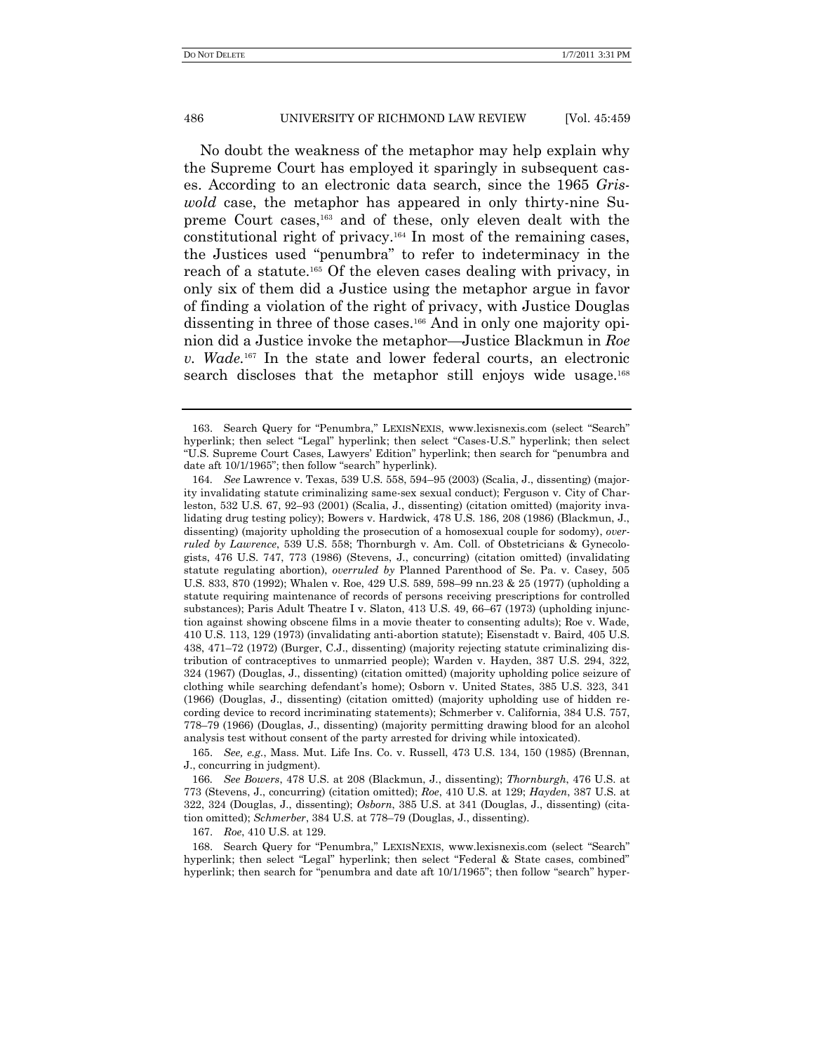No doubt the weakness of the metaphor may help explain why the Supreme Court has employed it sparingly in subsequent cases. According to an electronic data search, since the 1965 *Griswold* case, the metaphor has appeared in only thirty-nine Supreme Court cases,[163] and of these, only eleven dealt with the constitutional right of privacy.[164] In most of the remaining cases, the Justices used "penumbra" to refer to indeterminacy in the reach of a statute.[165] Of the eleven cases dealing with privacy, in only six of them did a Justice using the metaphor argue in favor of finding a violation of the right of privacy, with Justice Douglas dissenting in three of those cases.[166] And in only one majority opinion did a Justice invoke the metaphor—Justice Blackmun in *Roe v. Wade*.[167] In the state and lower federal courts, an electronic search discloses that the metaphor still enjoys wide usage.[168]

---

163. Search Query for "Penumbra," LEXISNEXIS, www.lexisnexis.com (select "Search" hyperlink; then select "Legal" hyperlink; then select "Cases-U.S." hyperlink; then select "U.S. Supreme Court Cases, Lawyers' Edition" hyperlink; then search for "penumbra and date aft 10/1/1965"; then follow "search" hyperlink).

164. *See* Lawrence v. Texas, 539 U.S. 558, 594–95 (2003) (Scalia, J., dissenting) (majority invalidating statute criminalizing same-sex sexual conduct); Ferguson v. City of Charleston, 532 U.S. 67, 92–93 (2001) (Scalia, J., dissenting) (citation omitted) (majority invalidating drug testing policy); Bowers v. Hardwick, 478 U.S. 186, 208 (1986) (Blackmun, J., dissenting) (majority upholding the prosecution of a homosexual couple for sodomy), *overruled by Lawrence*, 539 U.S. 558; Thornburgh v. Am. Coll. of Obstetricians & Gynecologists, 476 U.S. 747, 773 (1986) (Stevens, J., concurring) (citation omitted) (invalidating statute regulating abortion), *overruled by* Planned Parenthood of Se. Pa. v. Casey, 505 U.S. 833, 870 (1992); Whalen v. Roe, 429 U.S. 589, 598–99 nn.23 & 25 (1977) (upholding a statute requiring maintenance of records of persons receiving prescriptions for controlled substances); Paris Adult Theatre I v. Slaton, 413 U.S. 49, 66–67 (1973) (upholding injunction against showing obscene films in a movie theater to consenting adults); Roe v. Wade, 410 U.S. 113, 129 (1973) (invalidating anti-abortion statute); Eisenstadt v. Baird, 405 U.S. 438, 471–72 (1972) (Burger, C.J., dissenting) (majority rejecting statute criminalizing distribution of contraceptives to unmarried people); Warden v. Hayden, 387 U.S. 294, 322, 324 (1967) (Douglas, J., dissenting) (citation omitted) (majority upholding police seizure of clothing while searching defendant's home); Osborn v. United States, 385 U.S. 323, 341 (1966) (Douglas, J., dissenting) (citation omitted) (majority upholding use of hidden recording device to record incriminating statements); Schmerber v. California, 384 U.S. 757, 778–79 (1966) (Douglas, J., dissenting) (majority permitting drawing blood for an alcohol analysis test without consent of the party arrested for driving while intoxicated).

165. *See, e.g.*, Mass. Mut. Life Ins. Co. v. Russell, 473 U.S. 134, 150 (1985) (Brennan, J., concurring in judgment).

166. *See Bowers*, 478 U.S. at 208 (Blackmun, J., dissenting); *Thornburgh*, 476 U.S. at 773 (Stevens, J., concurring) (citation omitted); *Roe*, 410 U.S. at 129; *Hayden*, 387 U.S. at 322, 324 (Douglas, J., dissenting); *Osborn*, 385 U.S. at 341 (Douglas, J., dissenting) (citation omitted); *Schmerber*, 384 U.S. at 778–79 (Douglas, J., dissenting).

167. *Roe*, 410 U.S. at 129.

168. Search Query for "Penumbra," LEXISNEXIS, www.lexisnexis.com (select "Search" hyperlink; then select "Legal" hyperlink; then select "Federal & State cases, combined" hyperlink; then search for "penumbra and date aft 10/1/1965"; then follow "search" hyper-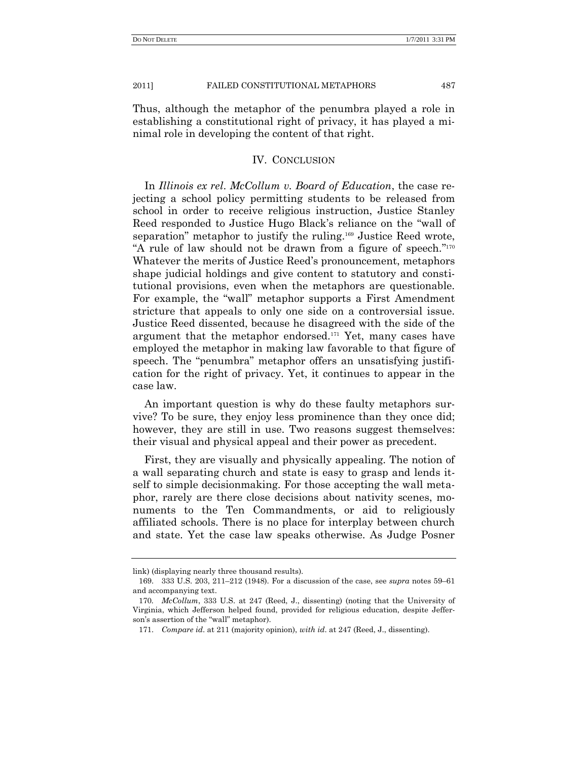Thus, although the metaphor of the penumbra played a role in establishing a constitutional right of privacy, it has played a minimal role in developing the content of that right.

## IV. CONCLUSION

In *Illinois ex rel. McCollum v. Board of Education*, the case rejecting a school policy permitting students to be released from school in order to receive religious instruction, Justice Stanley Reed responded to Justice Hugo Black's reliance on the "wall of separation" metaphor to justify the ruling.[169] Justice Reed wrote, "A rule of law should not be drawn from a figure of speech."[170] Whatever the merits of Justice Reed's pronouncement, metaphors shape judicial holdings and give content to statutory and constitutional provisions, even when the metaphors are questionable. For example, the "wall" metaphor supports a First Amendment stricture that appeals to only one side on a controversial issue. Justice Reed dissented, because he disagreed with the side of the argument that the metaphor endorsed.[171] Yet, many cases have employed the metaphor in making law favorable to that figure of speech. The "penumbra" metaphor offers an unsatisfying justification for the right of privacy. Yet, it continues to appear in the case law.

An important question is why do these faulty metaphors survive? To be sure, they enjoy less prominence than they once did; however, they are still in use. Two reasons suggest themselves: their visual and physical appeal and their power as precedent.

First, they are visually and physically appealing. The notion of a wall separating church and state is easy to grasp and lends itself to simple decisionmaking. For those accepting the wall metaphor, rarely are there close decisions about nativity scenes, monuments to the Ten Commandments, or aid to religiously affiliated schools. There is no place for interplay between church and state. Yet the case law speaks otherwise. As Judge Posner

---

link) (displaying nearly three thousand results).

169. 333 U.S. 203, 211–212 (1948). For a discussion of the case, see *supra* notes 59–61 and accompanying text.

170. *McCollum*, 333 U.S. at 247 (Reed, J., dissenting) (noting that the University of Virginia, which Jefferson helped found, provided for religious education, despite Jefferson's assertion of the "wall" metaphor).

171. *Compare id.* at 211 (majority opinion), *with id.* at 247 (Reed, J., dissenting).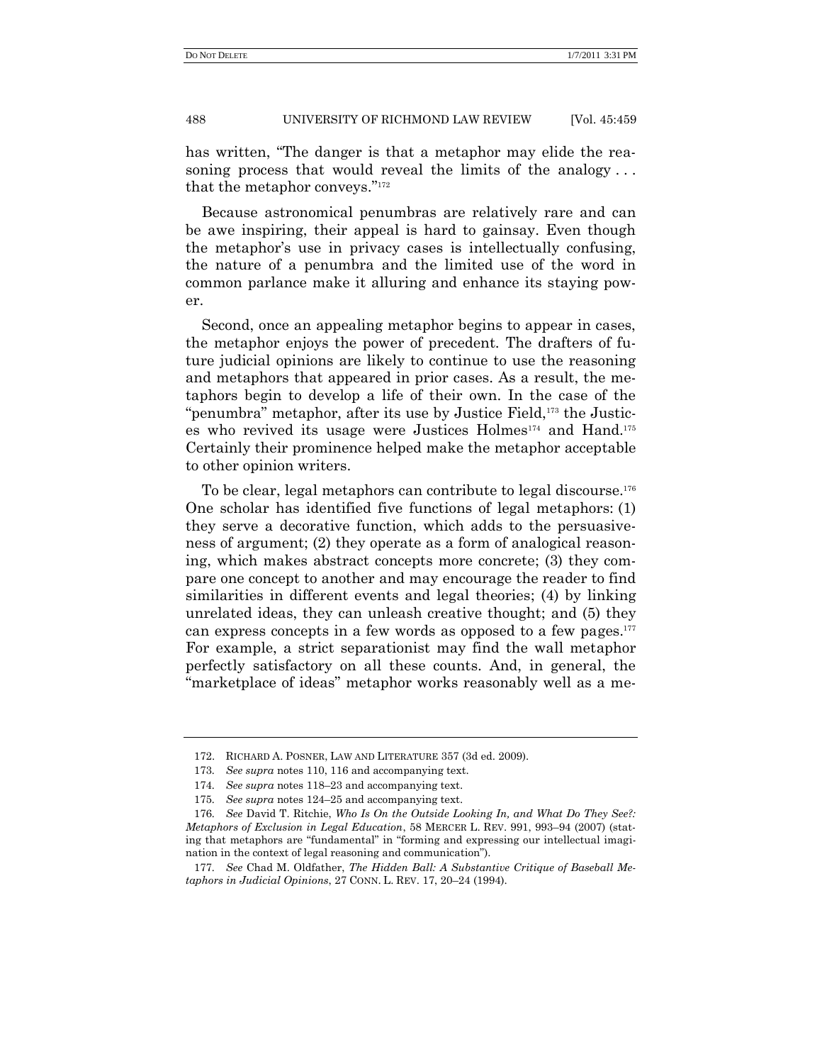has written, "The danger is that a metaphor may elide the reasoning process that would reveal the limits of the analogy . . . that the metaphor conveys."[172]

Because astronomical penumbras are relatively rare and can be awe inspiring, their appeal is hard to gainsay. Even though the metaphor's use in privacy cases is intellectually confusing, the nature of a penumbra and the limited use of the word in common parlance make it alluring and enhance its staying power.

Second, once an appealing metaphor begins to appear in cases, the metaphor enjoys the power of precedent. The drafters of future judicial opinions are likely to continue to use the reasoning and metaphors that appeared in prior cases. As a result, the metaphors begin to develop a life of their own. In the case of the "penumbra" metaphor, after its use by Justice Field,[173] the Justices who revived its usage were Justices Holmes[174] and Hand.[175] Certainly their prominence helped make the metaphor acceptable to other opinion writers.

To be clear, legal metaphors can contribute to legal discourse.[176] One scholar has identified five functions of legal metaphors: (1) they serve a decorative function, which adds to the persuasiveness of argument; (2) they operate as a form of analogical reasoning, which makes abstract concepts more concrete; (3) they compare one concept to another and may encourage the reader to find similarities in different events and legal theories; (4) by linking unrelated ideas, they can unleash creative thought; and (5) they can express concepts in a few words as opposed to a few pages.[177] For example, a strict separationist may find the wall metaphor perfectly satisfactory on all these counts. And, in general, the "marketplace of ideas" metaphor works reasonably well as a me-

---

172. RICHARD A. POSNER, LAW AND LITERATURE 357 (3d ed. 2009).

173. *See supra* notes 110, 116 and accompanying text.

174. *See supra* notes 118–23 and accompanying text.

175. *See supra* notes 124–25 and accompanying text.

176. *See* David T. Ritchie, *Who Is On the Outside Looking In, and What Do They See?: Metaphors of Exclusion in Legal Education*, 58 MERCER L. REV. 991, 993–94 (2007) (stating that metaphors are "fundamental" in "forming and expressing our intellectual imagination in the context of legal reasoning and communication").

177. *See* Chad M. Oldfather, *The Hidden Ball: A Substantive Critique of Baseball Metaphors in Judicial Opinions*, 27 CONN. L. REV. 17, 20–24 (1994).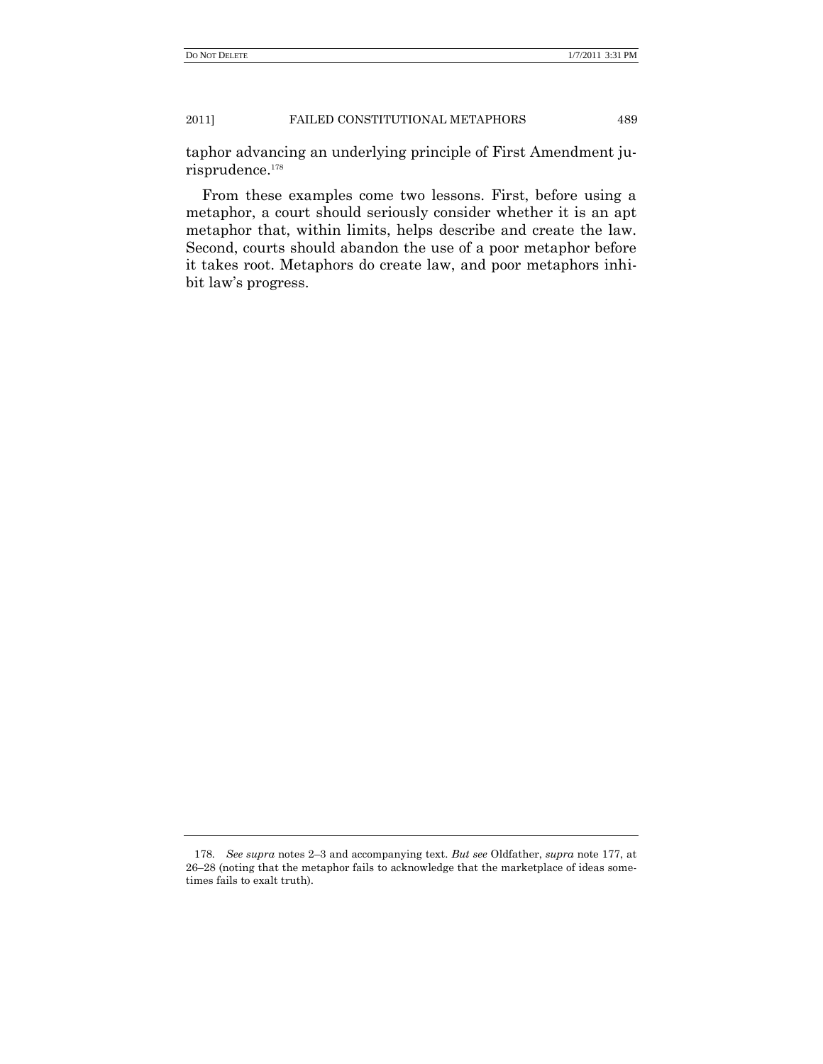taphor advancing an underlying principle of First Amendment jurisprudence.[178]

From these examples come two lessons. First, before using a metaphor, a court should seriously consider whether it is an apt metaphor that, within limits, helps describe and create the law. Second, courts should abandon the use of a poor metaphor before it takes root. Metaphors do create law, and poor metaphors inhibit law's progress.

---

178. *See supra* notes 2–3 and accompanying text. *But see* Oldfather, *supra* note 177, at 26–28 (noting that the metaphor fails to acknowledge that the marketplace of ideas sometimes fails to exalt truth).